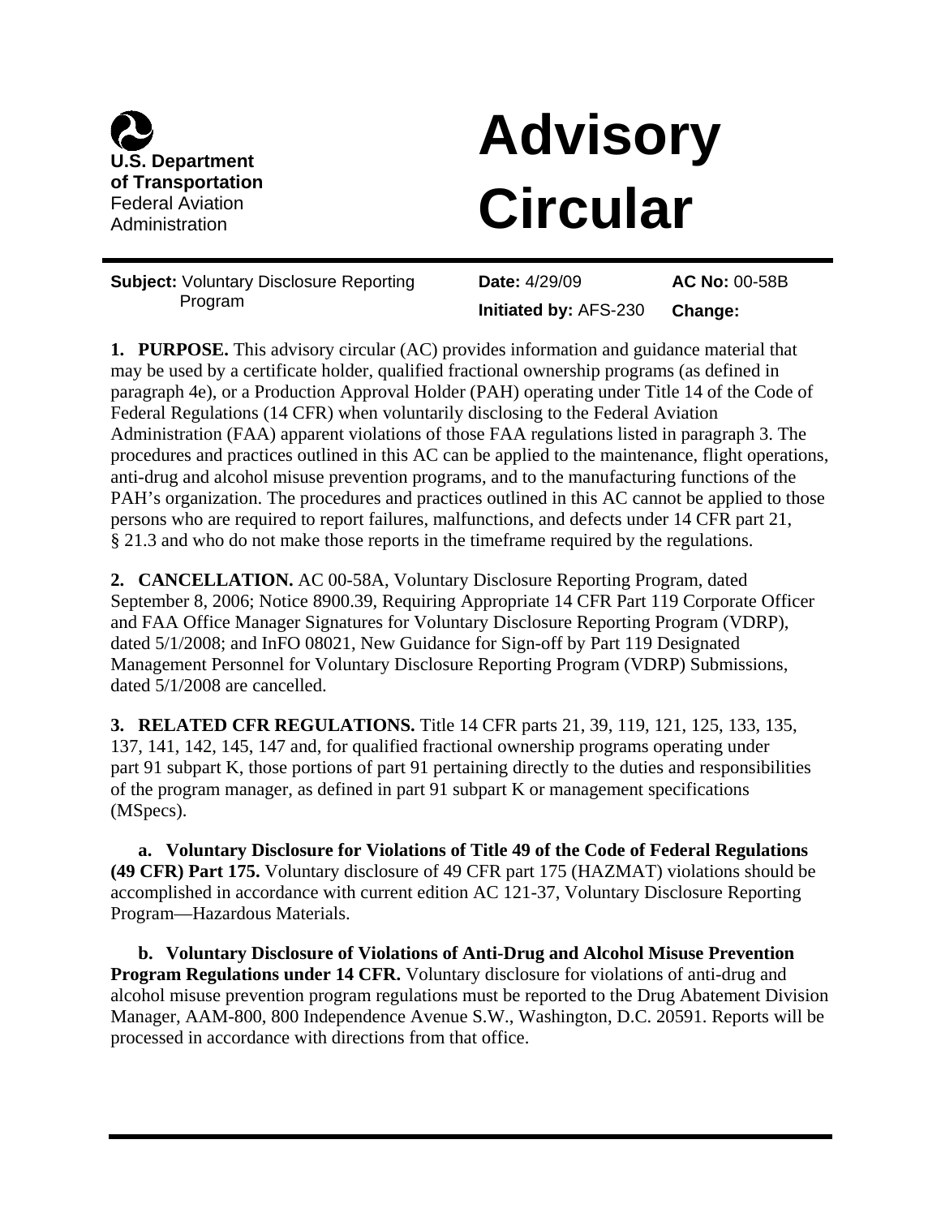U.S. Department of Transportation
Federal Aviation Administration

# Advisory Circular

**Subject:** Voluntary Disclosure Reporting Program

**Date:** 4/29/09

**Initiated by:** AFS-230

**AC No:** 00-58B

**Change:**

**1. PURPOSE.** This advisory circular (AC) provides information and guidance material that may be used by a certificate holder, qualified fractional ownership programs (as defined in paragraph 4e), or a Production Approval Holder (PAH) operating under Title 14 of the Code of Federal Regulations (14 CFR) when voluntarily disclosing to the Federal Aviation Administration (FAA) apparent violations of those FAA regulations listed in paragraph 3. The procedures and practices outlined in this AC can be applied to the maintenance, flight operations, anti-drug and alcohol misuse prevention programs, and to the manufacturing functions of the PAH's organization. The procedures and practices outlined in this AC cannot be applied to those persons who are required to report failures, malfunctions, and defects under 14 CFR part 21, § 21.3 and who do not make those reports in the timeframe required by the regulations.

**2. CANCELLATION.** AC 00-58A, Voluntary Disclosure Reporting Program, dated September 8, 2006; Notice 8900.39, Requiring Appropriate 14 CFR Part 119 Corporate Officer and FAA Office Manager Signatures for Voluntary Disclosure Reporting Program (VDRP), dated 5/1/2008; and InFO 08021, New Guidance for Sign-off by Part 119 Designated Management Personnel for Voluntary Disclosure Reporting Program (VDRP) Submissions, dated 5/1/2008 are cancelled.

**3. RELATED CFR REGULATIONS.** Title 14 CFR parts 21, 39, 119, 121, 125, 133, 135, 137, 141, 142, 145, 147 and, for qualified fractional ownership programs operating under part 91 subpart K, those portions of part 91 pertaining directly to the duties and responsibilities of the program manager, as defined in part 91 subpart K or management specifications (MSpecs).

**a. Voluntary Disclosure for Violations of Title 49 of the Code of Federal Regulations (49 CFR) Part 175.** Voluntary disclosure of 49 CFR part 175 (HAZMAT) violations should be accomplished in accordance with current edition AC 121-37, Voluntary Disclosure Reporting Program—Hazardous Materials.

**b. Voluntary Disclosure of Violations of Anti-Drug and Alcohol Misuse Prevention Program Regulations under 14 CFR.** Voluntary disclosure for violations of anti-drug and alcohol misuse prevention program regulations must be reported to the Drug Abatement Division Manager, AAM-800, 800 Independence Avenue S.W., Washington, D.C. 20591. Reports will be processed in accordance with directions from that office.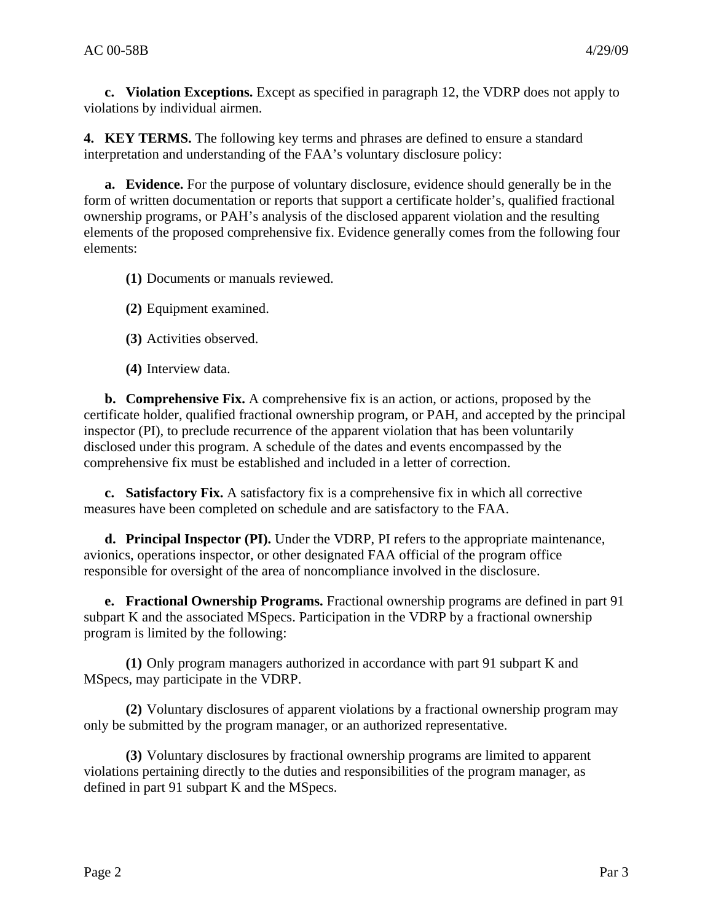**c. Violation Exceptions.** Except as specified in paragraph 12, the VDRP does not apply to violations by individual airmen.

**4. KEY TERMS.** The following key terms and phrases are defined to ensure a standard interpretation and understanding of the FAA's voluntary disclosure policy:

**a. Evidence.** For the purpose of voluntary disclosure, evidence should generally be in the form of written documentation or reports that support a certificate holder's, qualified fractional ownership programs, or PAH's analysis of the disclosed apparent violation and the resulting elements of the proposed comprehensive fix. Evidence generally comes from the following four elements:

**(1)** Documents or manuals reviewed.

**(2)** Equipment examined.

**(3)** Activities observed.

**(4)** Interview data.

**b. Comprehensive Fix.** A comprehensive fix is an action, or actions, proposed by the certificate holder, qualified fractional ownership program, or PAH, and accepted by the principal inspector (PI), to preclude recurrence of the apparent violation that has been voluntarily disclosed under this program. A schedule of the dates and events encompassed by the comprehensive fix must be established and included in a letter of correction.

**c. Satisfactory Fix.** A satisfactory fix is a comprehensive fix in which all corrective measures have been completed on schedule and are satisfactory to the FAA.

**d. Principal Inspector (PI).** Under the VDRP, PI refers to the appropriate maintenance, avionics, operations inspector, or other designated FAA official of the program office responsible for oversight of the area of noncompliance involved in the disclosure.

**e. Fractional Ownership Programs.** Fractional ownership programs are defined in part 91 subpart K and the associated MSpecs. Participation in the VDRP by a fractional ownership program is limited by the following:

**(1)** Only program managers authorized in accordance with part 91 subpart K and MSpecs, may participate in the VDRP.

**(2)** Voluntary disclosures of apparent violations by a fractional ownership program may only be submitted by the program manager, or an authorized representative.

**(3)** Voluntary disclosures by fractional ownership programs are limited to apparent violations pertaining directly to the duties and responsibilities of the program manager, as defined in part 91 subpart K and the MSpecs.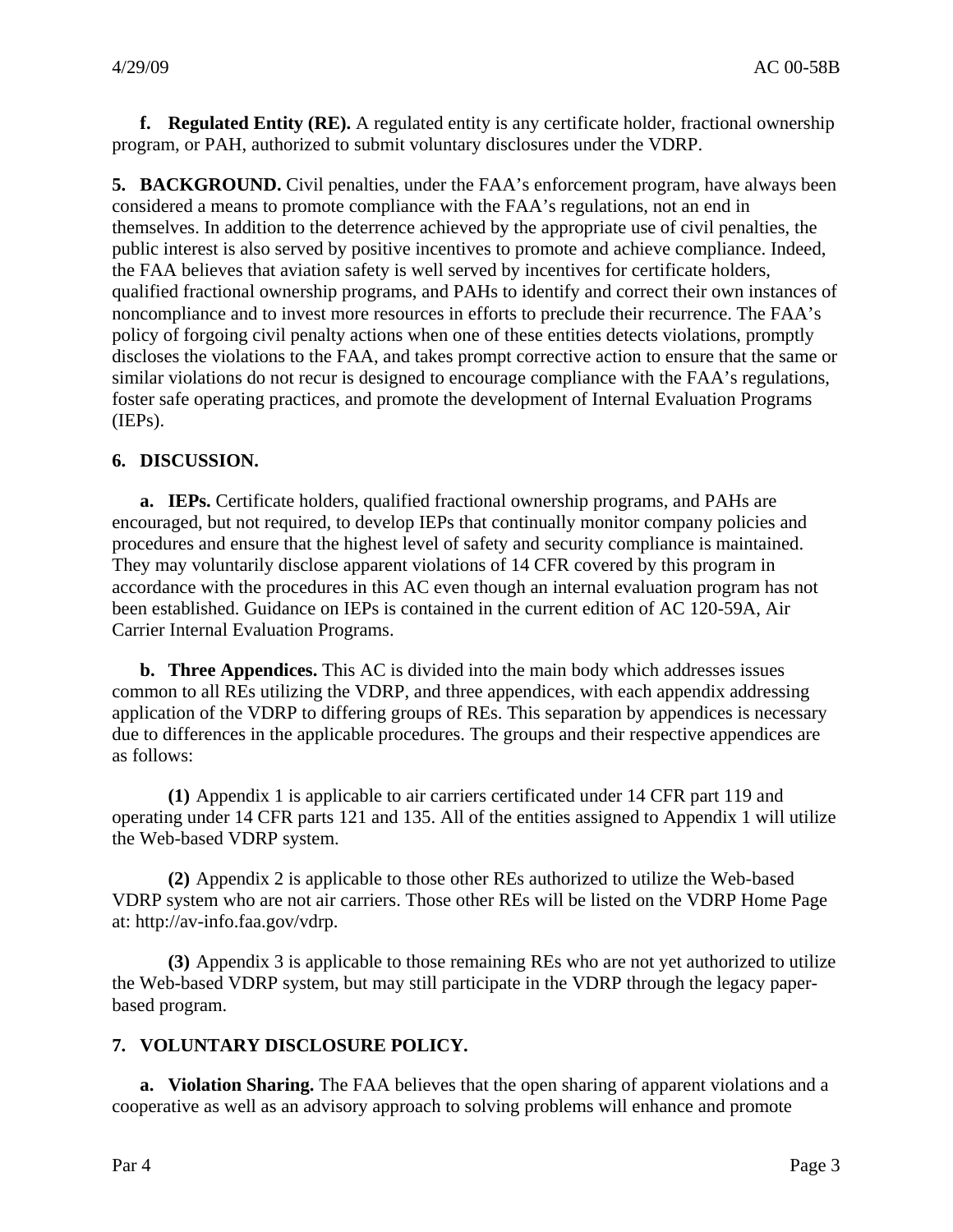**f. Regulated Entity (RE).** A regulated entity is any certificate holder, fractional ownership program, or PAH, authorized to submit voluntary disclosures under the VDRP.

**5. BACKGROUND.** Civil penalties, under the FAA's enforcement program, have always been considered a means to promote compliance with the FAA's regulations, not an end in themselves. In addition to the deterrence achieved by the appropriate use of civil penalties, the public interest is also served by positive incentives to promote and achieve compliance. Indeed, the FAA believes that aviation safety is well served by incentives for certificate holders, qualified fractional ownership programs, and PAHs to identify and correct their own instances of noncompliance and to invest more resources in efforts to preclude their recurrence. The FAA's policy of forgoing civil penalty actions when one of these entities detects violations, promptly discloses the violations to the FAA, and takes prompt corrective action to ensure that the same or similar violations do not recur is designed to encourage compliance with the FAA's regulations, foster safe operating practices, and promote the development of Internal Evaluation Programs (IEPs).

**6. DISCUSSION.**

**a. IEPs.** Certificate holders, qualified fractional ownership programs, and PAHs are encouraged, but not required, to develop IEPs that continually monitor company policies and procedures and ensure that the highest level of safety and security compliance is maintained. They may voluntarily disclose apparent violations of 14 CFR covered by this program in accordance with the procedures in this AC even though an internal evaluation program has not been established. Guidance on IEPs is contained in the current edition of AC 120-59A, Air Carrier Internal Evaluation Programs.

**b. Three Appendices.** This AC is divided into the main body which addresses issues common to all REs utilizing the VDRP, and three appendices, with each appendix addressing application of the VDRP to differing groups of REs. This separation by appendices is necessary due to differences in the applicable procedures. The groups and their respective appendices are as follows:

**(1)** Appendix 1 is applicable to air carriers certificated under 14 CFR part 119 and operating under 14 CFR parts 121 and 135. All of the entities assigned to Appendix 1 will utilize the Web-based VDRP system.

**(2)** Appendix 2 is applicable to those other REs authorized to utilize the Web-based VDRP system who are not air carriers. Those other REs will be listed on the VDRP Home Page at: http://av-info.faa.gov/vdrp.

**(3)** Appendix 3 is applicable to those remaining REs who are not yet authorized to utilize the Web-based VDRP system, but may still participate in the VDRP through the legacy paper-based program.

**7. VOLUNTARY DISCLOSURE POLICY.**

**a. Violation Sharing.** The FAA believes that the open sharing of apparent violations and a cooperative as well as an advisory approach to solving problems will enhance and promote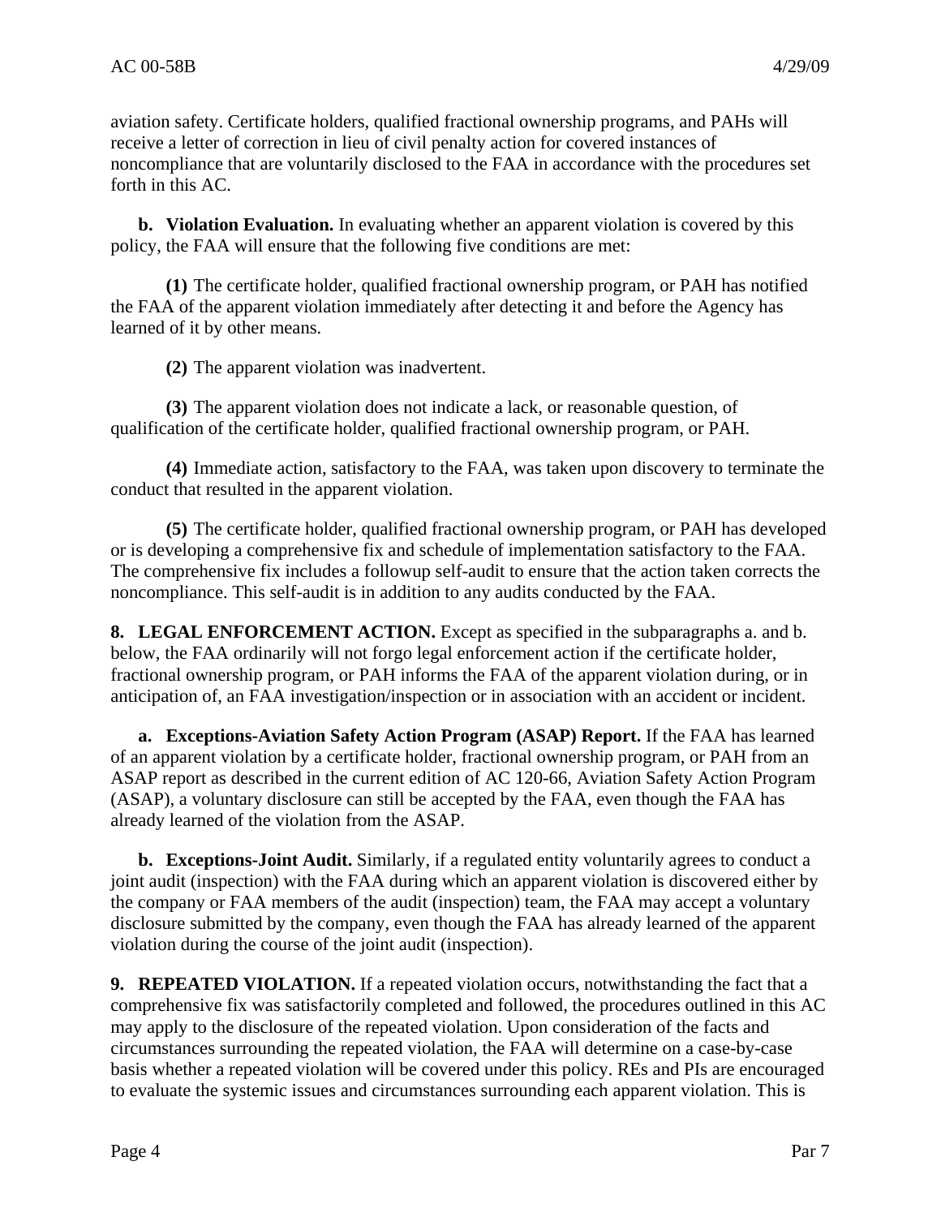aviation safety. Certificate holders, qualified fractional ownership programs, and PAHs will receive a letter of correction in lieu of civil penalty action for covered instances of noncompliance that are voluntarily disclosed to the FAA in accordance with the procedures set forth in this AC.

**b. Violation Evaluation.** In evaluating whether an apparent violation is covered by this policy, the FAA will ensure that the following five conditions are met:

**(1)** The certificate holder, qualified fractional ownership program, or PAH has notified the FAA of the apparent violation immediately after detecting it and before the Agency has learned of it by other means.

**(2)** The apparent violation was inadvertent.

**(3)** The apparent violation does not indicate a lack, or reasonable question, of qualification of the certificate holder, qualified fractional ownership program, or PAH.

**(4)** Immediate action, satisfactory to the FAA, was taken upon discovery to terminate the conduct that resulted in the apparent violation.

**(5)** The certificate holder, qualified fractional ownership program, or PAH has developed or is developing a comprehensive fix and schedule of implementation satisfactory to the FAA. The comprehensive fix includes a followup self-audit to ensure that the action taken corrects the noncompliance. This self-audit is in addition to any audits conducted by the FAA.

**8. LEGAL ENFORCEMENT ACTION.** Except as specified in the subparagraphs a. and b. below, the FAA ordinarily will not forgo legal enforcement action if the certificate holder, fractional ownership program, or PAH informs the FAA of the apparent violation during, or in anticipation of, an FAA investigation/inspection or in association with an accident or incident.

**a. Exceptions-Aviation Safety Action Program (ASAP) Report.** If the FAA has learned of an apparent violation by a certificate holder, fractional ownership program, or PAH from an ASAP report as described in the current edition of AC 120-66, Aviation Safety Action Program (ASAP), a voluntary disclosure can still be accepted by the FAA, even though the FAA has already learned of the violation from the ASAP.

**b. Exceptions-Joint Audit.** Similarly, if a regulated entity voluntarily agrees to conduct a joint audit (inspection) with the FAA during which an apparent violation is discovered either by the company or FAA members of the audit (inspection) team, the FAA may accept a voluntary disclosure submitted by the company, even though the FAA has already learned of the apparent violation during the course of the joint audit (inspection).

**9. REPEATED VIOLATION.** If a repeated violation occurs, notwithstanding the fact that a comprehensive fix was satisfactorily completed and followed, the procedures outlined in this AC may apply to the disclosure of the repeated violation. Upon consideration of the facts and circumstances surrounding the repeated violation, the FAA will determine on a case-by-case basis whether a repeated violation will be covered under this policy. REs and PIs are encouraged to evaluate the systemic issues and circumstances surrounding each apparent violation. This is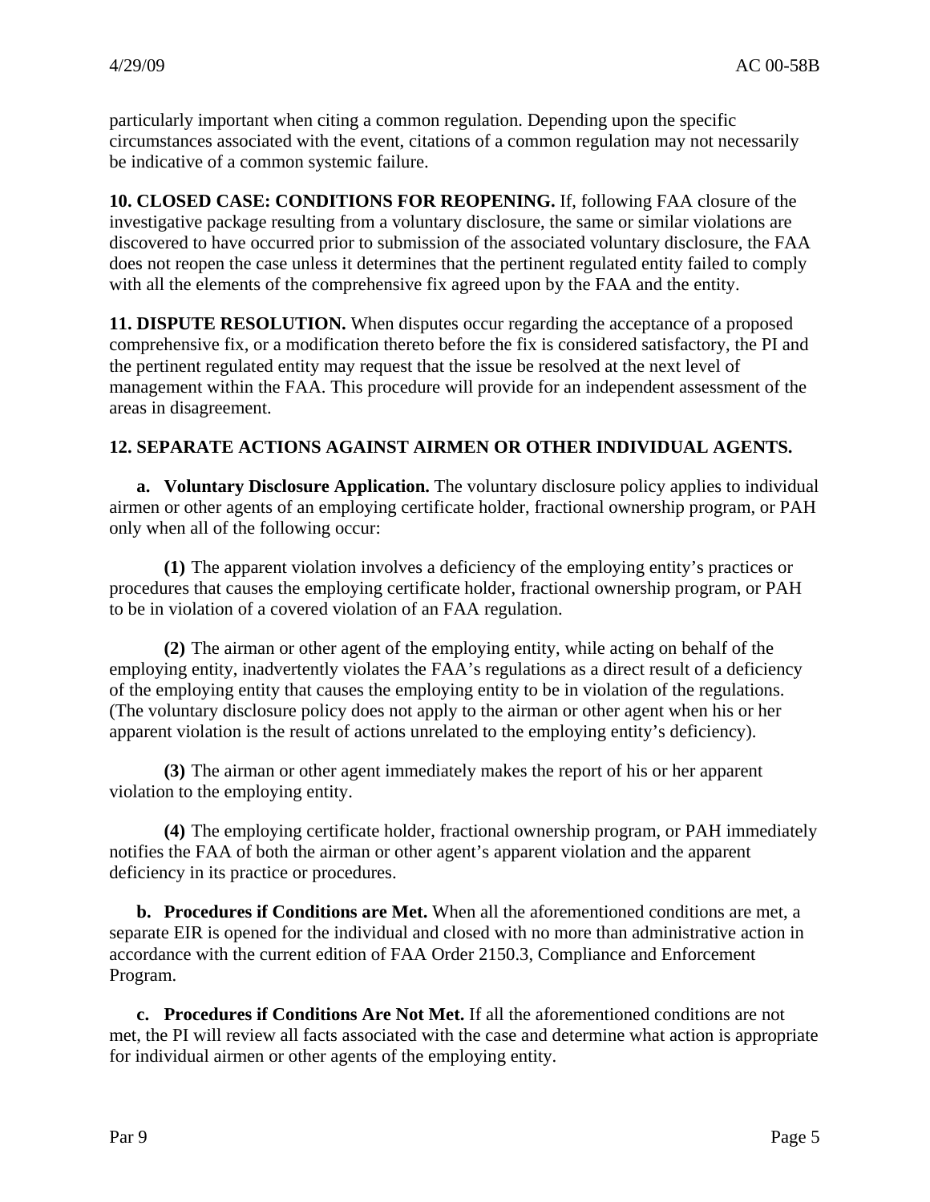particularly important when citing a common regulation. Depending upon the specific circumstances associated with the event, citations of a common regulation may not necessarily be indicative of a common systemic failure.

**10. CLOSED CASE: CONDITIONS FOR REOPENING.** If, following FAA closure of the investigative package resulting from a voluntary disclosure, the same or similar violations are discovered to have occurred prior to submission of the associated voluntary disclosure, the FAA does not reopen the case unless it determines that the pertinent regulated entity failed to comply with all the elements of the comprehensive fix agreed upon by the FAA and the entity.

**11. DISPUTE RESOLUTION.** When disputes occur regarding the acceptance of a proposed comprehensive fix, or a modification thereto before the fix is considered satisfactory, the PI and the pertinent regulated entity may request that the issue be resolved at the next level of management within the FAA. This procedure will provide for an independent assessment of the areas in disagreement.

**12. SEPARATE ACTIONS AGAINST AIRMEN OR OTHER INDIVIDUAL AGENTS.**

**a. Voluntary Disclosure Application.** The voluntary disclosure policy applies to individual airmen or other agents of an employing certificate holder, fractional ownership program, or PAH only when all of the following occur:

**(1)** The apparent violation involves a deficiency of the employing entity's practices or procedures that causes the employing certificate holder, fractional ownership program, or PAH to be in violation of a covered violation of an FAA regulation.

**(2)** The airman or other agent of the employing entity, while acting on behalf of the employing entity, inadvertently violates the FAA's regulations as a direct result of a deficiency of the employing entity that causes the employing entity to be in violation of the regulations. (The voluntary disclosure policy does not apply to the airman or other agent when his or her apparent violation is the result of actions unrelated to the employing entity's deficiency).

**(3)** The airman or other agent immediately makes the report of his or her apparent violation to the employing entity.

**(4)** The employing certificate holder, fractional ownership program, or PAH immediately notifies the FAA of both the airman or other agent's apparent violation and the apparent deficiency in its practice or procedures.

**b. Procedures if Conditions are Met.** When all the aforementioned conditions are met, a separate EIR is opened for the individual and closed with no more than administrative action in accordance with the current edition of FAA Order 2150.3, Compliance and Enforcement Program.

**c. Procedures if Conditions Are Not Met.** If all the aforementioned conditions are not met, the PI will review all facts associated with the case and determine what action is appropriate for individual airmen or other agents of the employing entity.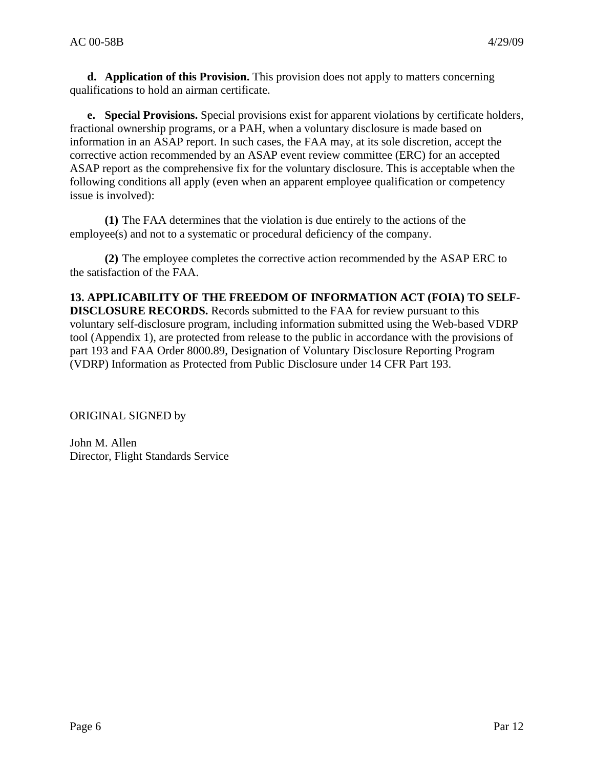**d. Application of this Provision.** This provision does not apply to matters concerning qualifications to hold an airman certificate.

**e. Special Provisions.** Special provisions exist for apparent violations by certificate holders, fractional ownership programs, or a PAH, when a voluntary disclosure is made based on information in an ASAP report. In such cases, the FAA may, at its sole discretion, accept the corrective action recommended by an ASAP event review committee (ERC) for an accepted ASAP report as the comprehensive fix for the voluntary disclosure. This is acceptable when the following conditions all apply (even when an apparent employee qualification or competency issue is involved):

**(1)** The FAA determines that the violation is due entirely to the actions of the employee(s) and not to a systematic or procedural deficiency of the company.

**(2)** The employee completes the corrective action recommended by the ASAP ERC to the satisfaction of the FAA.

**13. APPLICABILITY OF THE FREEDOM OF INFORMATION ACT (FOIA) TO SELF-DISCLOSURE RECORDS.** Records submitted to the FAA for review pursuant to this voluntary self-disclosure program, including information submitted using the Web-based VDRP tool (Appendix 1), are protected from release to the public in accordance with the provisions of part 193 and FAA Order 8000.89, Designation of Voluntary Disclosure Reporting Program (VDRP) Information as Protected from Public Disclosure under 14 CFR Part 193.

ORIGINAL SIGNED by

John M. Allen
Director, Flight Standards Service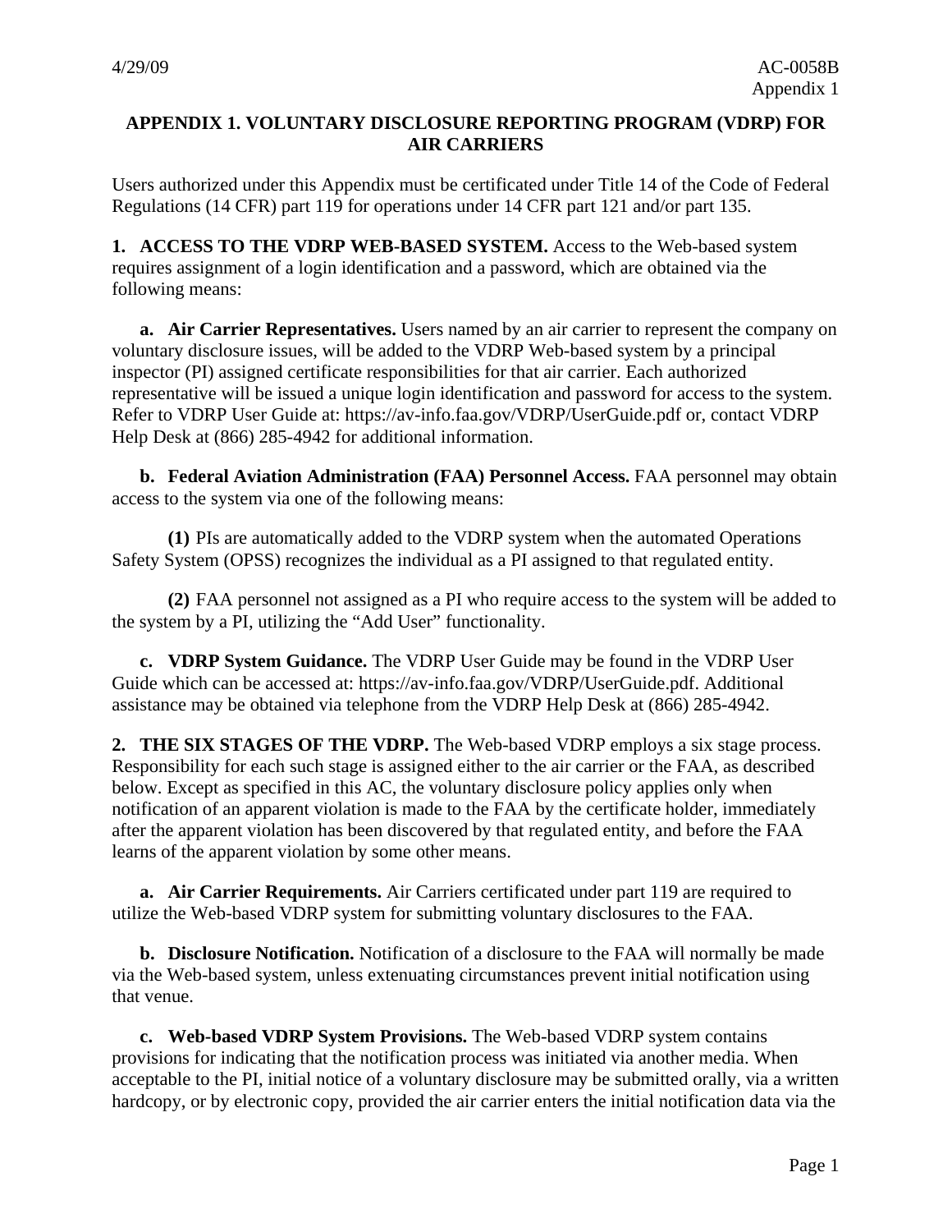## APPENDIX 1. VOLUNTARY DISCLOSURE REPORTING PROGRAM (VDRP) FOR AIR CARRIERS

Users authorized under this Appendix must be certificated under Title 14 of the Code of Federal Regulations (14 CFR) part 119 for operations under 14 CFR part 121 and/or part 135.

**1. ACCESS TO THE VDRP WEB-BASED SYSTEM.** Access to the Web-based system requires assignment of a login identification and a password, which are obtained via the following means:

**a. Air Carrier Representatives.** Users named by an air carrier to represent the company on voluntary disclosure issues, will be added to the VDRP Web-based system by a principal inspector (PI) assigned certificate responsibilities for that air carrier. Each authorized representative will be issued a unique login identification and password for access to the system. Refer to VDRP User Guide at: https://av-info.faa.gov/VDRP/UserGuide.pdf or, contact VDRP Help Desk at (866) 285-4942 for additional information.

**b. Federal Aviation Administration (FAA) Personnel Access.** FAA personnel may obtain access to the system via one of the following means:

**(1)** PIs are automatically added to the VDRP system when the automated Operations Safety System (OPSS) recognizes the individual as a PI assigned to that regulated entity.

**(2)** FAA personnel not assigned as a PI who require access to the system will be added to the system by a PI, utilizing the "Add User" functionality.

**c. VDRP System Guidance.** The VDRP User Guide may be found in the VDRP User Guide which can be accessed at: https://av-info.faa.gov/VDRP/UserGuide.pdf. Additional assistance may be obtained via telephone from the VDRP Help Desk at (866) 285-4942.

**2. THE SIX STAGES OF THE VDRP.** The Web-based VDRP employs a six stage process. Responsibility for each such stage is assigned either to the air carrier or the FAA, as described below. Except as specified in this AC, the voluntary disclosure policy applies only when notification of an apparent violation is made to the FAA by the certificate holder, immediately after the apparent violation has been discovered by that regulated entity, and before the FAA learns of the apparent violation by some other means.

**a. Air Carrier Requirements.** Air Carriers certificated under part 119 are required to utilize the Web-based VDRP system for submitting voluntary disclosures to the FAA.

**b. Disclosure Notification.** Notification of a disclosure to the FAA will normally be made via the Web-based system, unless extenuating circumstances prevent initial notification using that venue.

**c. Web-based VDRP System Provisions.** The Web-based VDRP system contains provisions for indicating that the notification process was initiated via another media. When acceptable to the PI, initial notice of a voluntary disclosure may be submitted orally, via a written hardcopy, or by electronic copy, provided the air carrier enters the initial notification data via the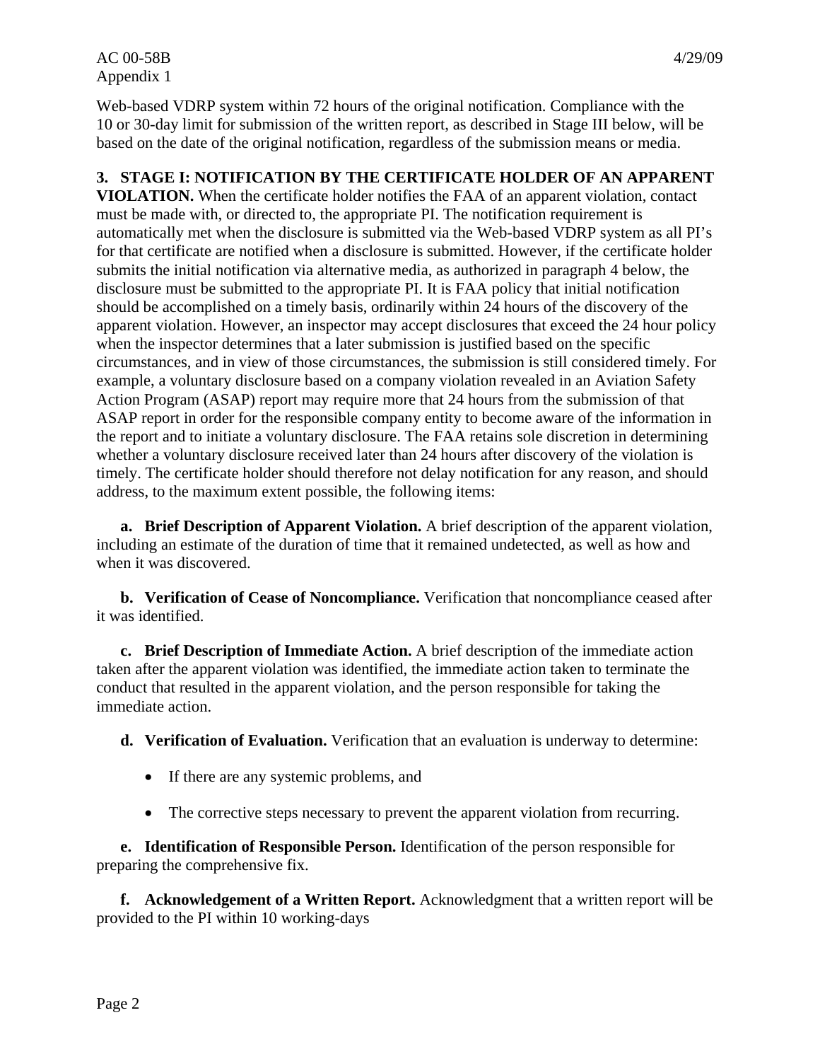Web-based VDRP system within 72 hours of the original notification. Compliance with the 10 or 30-day limit for submission of the written report, as described in Stage III below, will be based on the date of the original notification, regardless of the submission means or media.

**3. STAGE I: NOTIFICATION BY THE CERTIFICATE HOLDER OF AN APPARENT VIOLATION.** When the certificate holder notifies the FAA of an apparent violation, contact must be made with, or directed to, the appropriate PI. The notification requirement is automatically met when the disclosure is submitted via the Web-based VDRP system as all PI's for that certificate are notified when a disclosure is submitted. However, if the certificate holder submits the initial notification via alternative media, as authorized in paragraph 4 below, the disclosure must be submitted to the appropriate PI. It is FAA policy that initial notification should be accomplished on a timely basis, ordinarily within 24 hours of the discovery of the apparent violation. However, an inspector may accept disclosures that exceed the 24 hour policy when the inspector determines that a later submission is justified based on the specific circumstances, and in view of those circumstances, the submission is still considered timely. For example, a voluntary disclosure based on a company violation revealed in an Aviation Safety Action Program (ASAP) report may require more that 24 hours from the submission of that ASAP report in order for the responsible company entity to become aware of the information in the report and to initiate a voluntary disclosure. The FAA retains sole discretion in determining whether a voluntary disclosure received later than 24 hours after discovery of the violation is timely. The certificate holder should therefore not delay notification for any reason, and should address, to the maximum extent possible, the following items:

**a. Brief Description of Apparent Violation.** A brief description of the apparent violation, including an estimate of the duration of time that it remained undetected, as well as how and when it was discovered.

**b. Verification of Cease of Noncompliance.** Verification that noncompliance ceased after it was identified.

**c. Brief Description of Immediate Action.** A brief description of the immediate action taken after the apparent violation was identified, the immediate action taken to terminate the conduct that resulted in the apparent violation, and the person responsible for taking the immediate action.

**d. Verification of Evaluation.** Verification that an evaluation is underway to determine:

- If there are any systemic problems, and
- The corrective steps necessary to prevent the apparent violation from recurring.

**e. Identification of Responsible Person.** Identification of the person responsible for preparing the comprehensive fix.

**f. Acknowledgement of a Written Report.** Acknowledgment that a written report will be provided to the PI within 10 working-days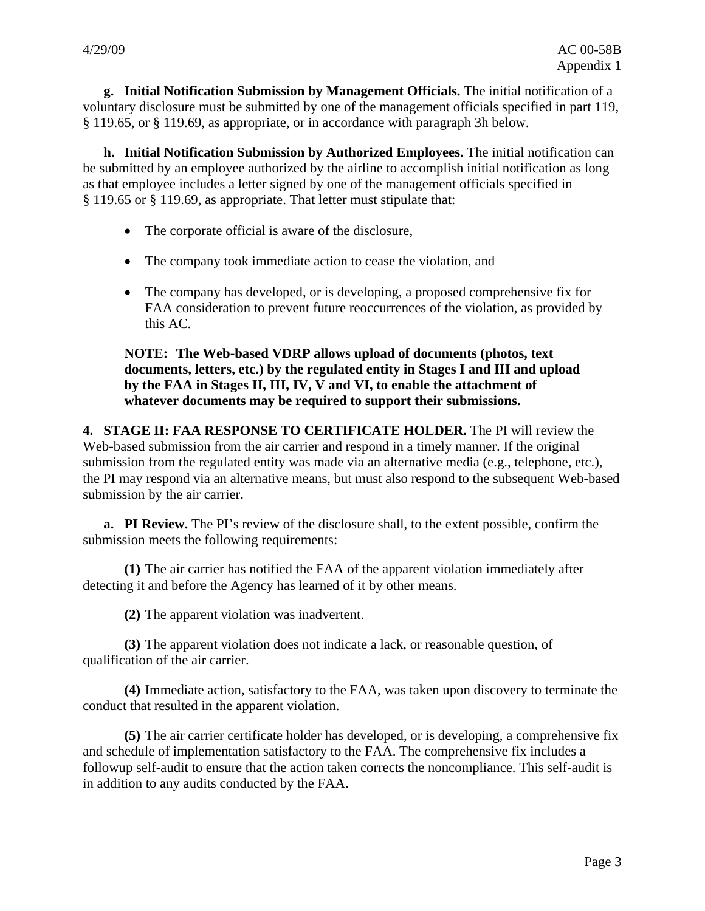**g. Initial Notification Submission by Management Officials.** The initial notification of a voluntary disclosure must be submitted by one of the management officials specified in part 119, § 119.65, or § 119.69, as appropriate, or in accordance with paragraph 3h below.

**h. Initial Notification Submission by Authorized Employees.** The initial notification can be submitted by an employee authorized by the airline to accomplish initial notification as long as that employee includes a letter signed by one of the management officials specified in § 119.65 or § 119.69, as appropriate. That letter must stipulate that:

- The corporate official is aware of the disclosure,
- The company took immediate action to cease the violation, and
- The company has developed, or is developing, a proposed comprehensive fix for FAA consideration to prevent future reoccurrences of the violation, as provided by this AC.

**NOTE: The Web-based VDRP allows upload of documents (photos, text documents, letters, etc.) by the regulated entity in Stages I and III and upload by the FAA in Stages II, III, IV, V and VI, to enable the attachment of whatever documents may be required to support their submissions.**

**4. STAGE II: FAA RESPONSE TO CERTIFICATE HOLDER.** The PI will review the Web-based submission from the air carrier and respond in a timely manner. If the original submission from the regulated entity was made via an alternative media (e.g., telephone, etc.), the PI may respond via an alternative means, but must also respond to the subsequent Web-based submission by the air carrier.

**a. PI Review.** The PI's review of the disclosure shall, to the extent possible, confirm the submission meets the following requirements:

**(1)** The air carrier has notified the FAA of the apparent violation immediately after detecting it and before the Agency has learned of it by other means.

**(2)** The apparent violation was inadvertent.

**(3)** The apparent violation does not indicate a lack, or reasonable question, of qualification of the air carrier.

**(4)** Immediate action, satisfactory to the FAA, was taken upon discovery to terminate the conduct that resulted in the apparent violation.

**(5)** The air carrier certificate holder has developed, or is developing, a comprehensive fix and schedule of implementation satisfactory to the FAA. The comprehensive fix includes a followup self-audit to ensure that the action taken corrects the noncompliance. This self-audit is in addition to any audits conducted by the FAA.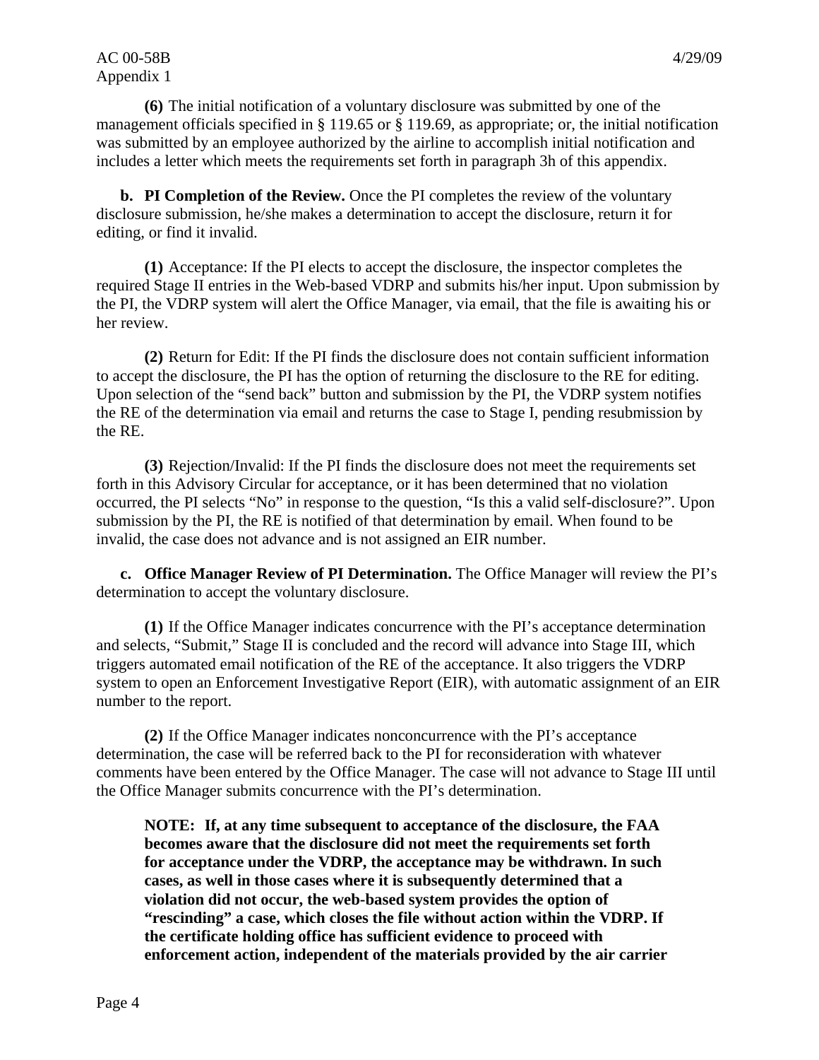**(6)** The initial notification of a voluntary disclosure was submitted by one of the management officials specified in § 119.65 or § 119.69, as appropriate; or, the initial notification was submitted by an employee authorized by the airline to accomplish initial notification and includes a letter which meets the requirements set forth in paragraph 3h of this appendix.

**b. PI Completion of the Review.** Once the PI completes the review of the voluntary disclosure submission, he/she makes a determination to accept the disclosure, return it for editing, or find it invalid.

**(1)** Acceptance: If the PI elects to accept the disclosure, the inspector completes the required Stage II entries in the Web-based VDRP and submits his/her input. Upon submission by the PI, the VDRP system will alert the Office Manager, via email, that the file is awaiting his or her review.

**(2)** Return for Edit: If the PI finds the disclosure does not contain sufficient information to accept the disclosure, the PI has the option of returning the disclosure to the RE for editing. Upon selection of the "send back" button and submission by the PI, the VDRP system notifies the RE of the determination via email and returns the case to Stage I, pending resubmission by the RE.

**(3)** Rejection/Invalid: If the PI finds the disclosure does not meet the requirements set forth in this Advisory Circular for acceptance, or it has been determined that no violation occurred, the PI selects "No" in response to the question, "Is this a valid self-disclosure?". Upon submission by the PI, the RE is notified of that determination by email. When found to be invalid, the case does not advance and is not assigned an EIR number.

**c. Office Manager Review of PI Determination.** The Office Manager will review the PI's determination to accept the voluntary disclosure.

**(1)** If the Office Manager indicates concurrence with the PI's acceptance determination and selects, "Submit," Stage II is concluded and the record will advance into Stage III, which triggers automated email notification of the RE of the acceptance. It also triggers the VDRP system to open an Enforcement Investigative Report (EIR), with automatic assignment of an EIR number to the report.

**(2)** If the Office Manager indicates nonconcurrence with the PI's acceptance determination, the case will be referred back to the PI for reconsideration with whatever comments have been entered by the Office Manager. The case will not advance to Stage III until the Office Manager submits concurrence with the PI's determination.

**NOTE: If, at any time subsequent to acceptance of the disclosure, the FAA becomes aware that the disclosure did not meet the requirements set forth for acceptance under the VDRP, the acceptance may be withdrawn. In such cases, as well in those cases where it is subsequently determined that a violation did not occur, the web-based system provides the option of "rescinding" a case, which closes the file without action within the VDRP. If the certificate holding office has sufficient evidence to proceed with enforcement action, independent of the materials provided by the air carrier**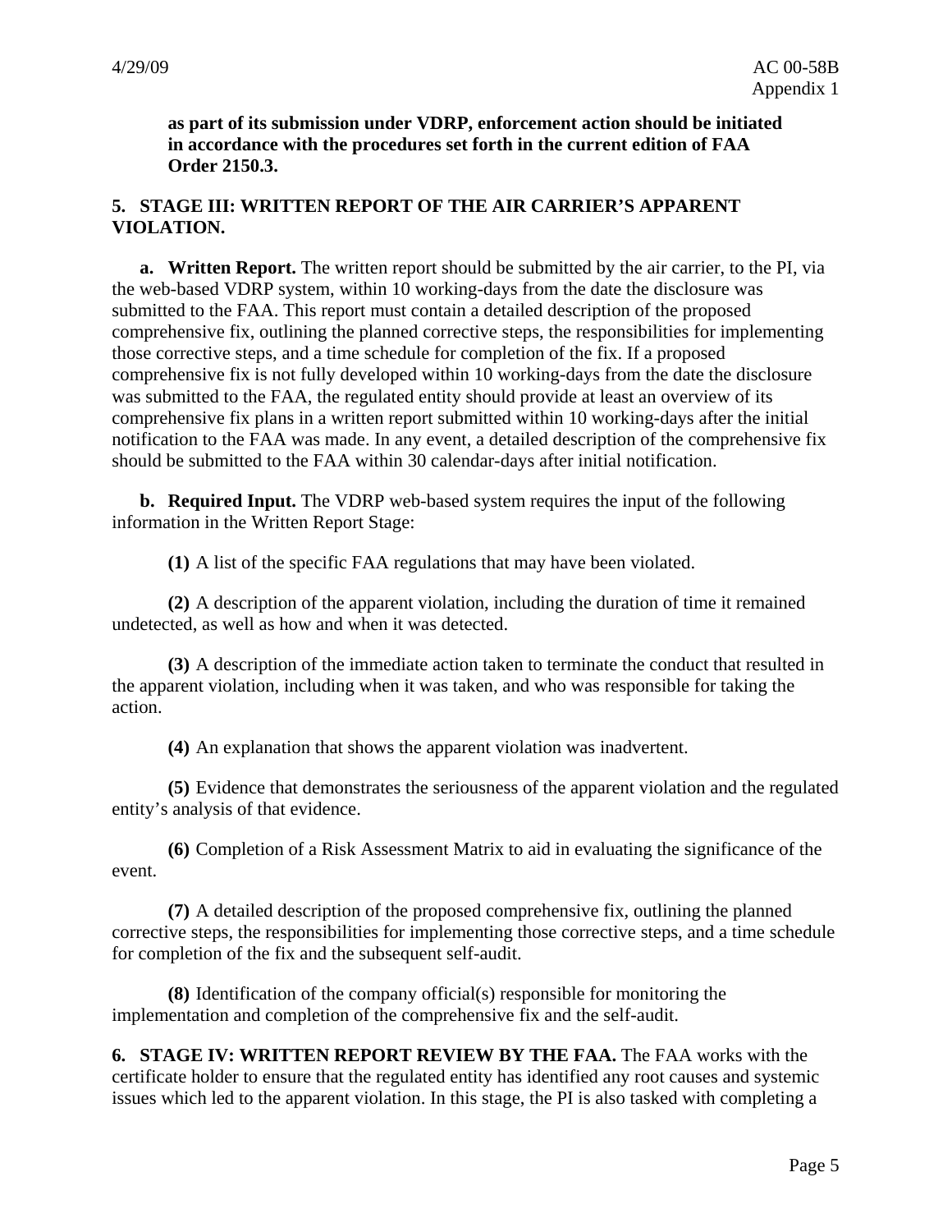**as part of its submission under VDRP, enforcement action should be initiated in accordance with the procedures set forth in the current edition of FAA Order 2150.3.**

## 5. STAGE III: WRITTEN REPORT OF THE AIR CARRIER'S APPARENT VIOLATION.

**a. Written Report.** The written report should be submitted by the air carrier, to the PI, via the web-based VDRP system, within 10 working-days from the date the disclosure was submitted to the FAA. This report must contain a detailed description of the proposed comprehensive fix, outlining the planned corrective steps, the responsibilities for implementing those corrective steps, and a time schedule for completion of the fix. If a proposed comprehensive fix is not fully developed within 10 working-days from the date the disclosure was submitted to the FAA, the regulated entity should provide at least an overview of its comprehensive fix plans in a written report submitted within 10 working-days after the initial notification to the FAA was made. In any event, a detailed description of the comprehensive fix should be submitted to the FAA within 30 calendar-days after initial notification.

**b. Required Input.** The VDRP web-based system requires the input of the following information in the Written Report Stage:

**(1)** A list of the specific FAA regulations that may have been violated.

**(2)** A description of the apparent violation, including the duration of time it remained undetected, as well as how and when it was detected.

**(3)** A description of the immediate action taken to terminate the conduct that resulted in the apparent violation, including when it was taken, and who was responsible for taking the action.

**(4)** An explanation that shows the apparent violation was inadvertent.

**(5)** Evidence that demonstrates the seriousness of the apparent violation and the regulated entity's analysis of that evidence.

**(6)** Completion of a Risk Assessment Matrix to aid in evaluating the significance of the event.

**(7)** A detailed description of the proposed comprehensive fix, outlining the planned corrective steps, the responsibilities for implementing those corrective steps, and a time schedule for completion of the fix and the subsequent self-audit.

**(8)** Identification of the company official(s) responsible for monitoring the implementation and completion of the comprehensive fix and the self-audit.

**6. STAGE IV: WRITTEN REPORT REVIEW BY THE FAA.** The FAA works with the certificate holder to ensure that the regulated entity has identified any root causes and systemic issues which led to the apparent violation. In this stage, the PI is also tasked with completing a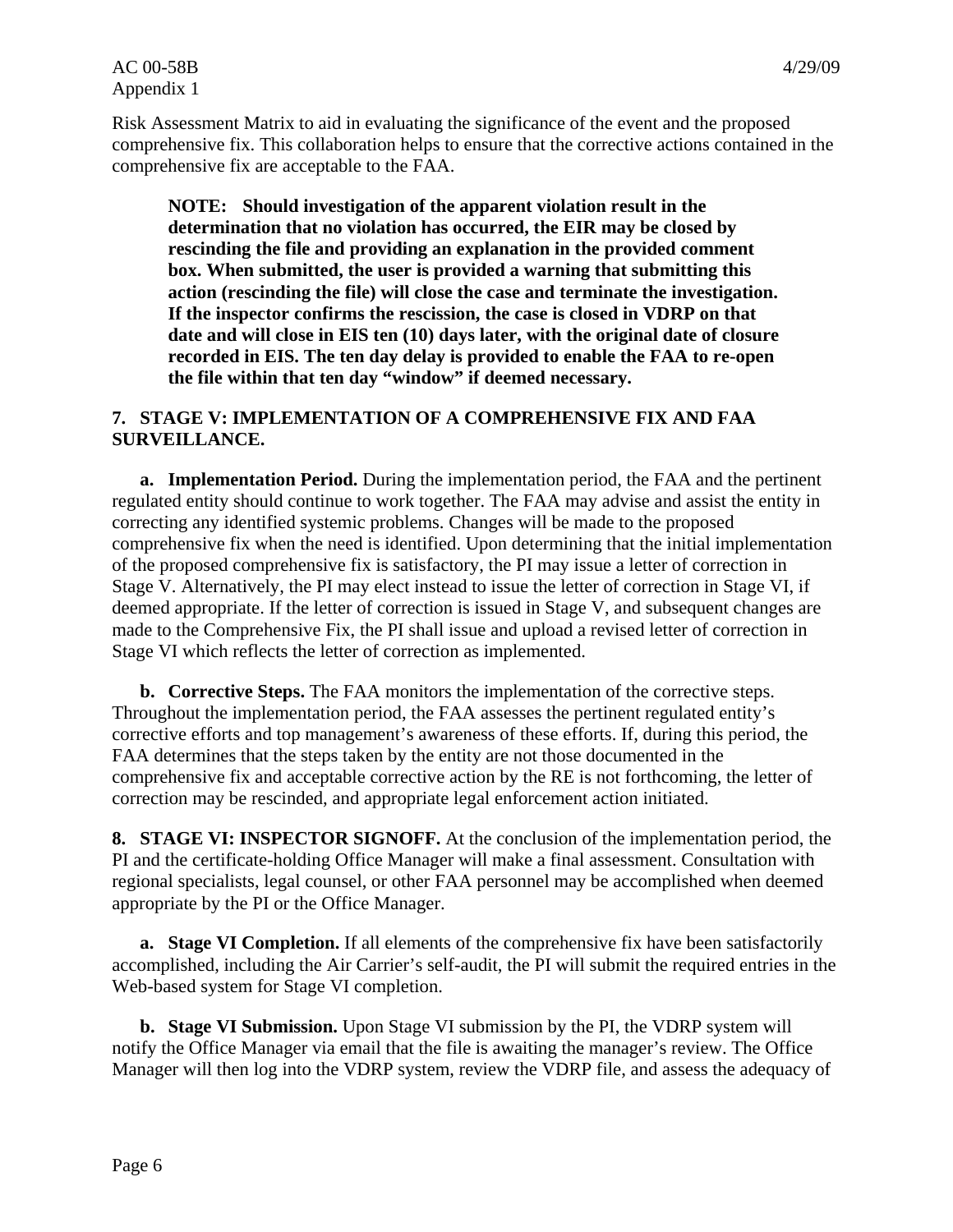Risk Assessment Matrix to aid in evaluating the significance of the event and the proposed comprehensive fix. This collaboration helps to ensure that the corrective actions contained in the comprehensive fix are acceptable to the FAA.

> **NOTE: Should investigation of the apparent violation result in the determination that no violation has occurred, the EIR may be closed by rescinding the file and providing an explanation in the provided comment box. When submitted, the user is provided a warning that submitting this action (rescinding the file) will close the case and terminate the investigation. If the inspector confirms the rescission, the case is closed in VDRP on that date and will close in EIS ten (10) days later, with the original date of closure recorded in EIS. The ten day delay is provided to enable the FAA to re-open the file within that ten day "window" if deemed necessary.**

## 7. STAGE V: IMPLEMENTATION OF A COMPREHENSIVE FIX AND FAA SURVEILLANCE.

**a. Implementation Period.** During the implementation period, the FAA and the pertinent regulated entity should continue to work together. The FAA may advise and assist the entity in correcting any identified systemic problems. Changes will be made to the proposed comprehensive fix when the need is identified. Upon determining that the initial implementation of the proposed comprehensive fix is satisfactory, the PI may issue a letter of correction in Stage V. Alternatively, the PI may elect instead to issue the letter of correction in Stage VI, if deemed appropriate. If the letter of correction is issued in Stage V, and subsequent changes are made to the Comprehensive Fix, the PI shall issue and upload a revised letter of correction in Stage VI which reflects the letter of correction as implemented.

**b. Corrective Steps.** The FAA monitors the implementation of the corrective steps. Throughout the implementation period, the FAA assesses the pertinent regulated entity's corrective efforts and top management's awareness of these efforts. If, during this period, the FAA determines that the steps taken by the entity are not those documented in the comprehensive fix and acceptable corrective action by the RE is not forthcoming, the letter of correction may be rescinded, and appropriate legal enforcement action initiated.

**8. STAGE VI: INSPECTOR SIGNOFF.** At the conclusion of the implementation period, the PI and the certificate-holding Office Manager will make a final assessment. Consultation with regional specialists, legal counsel, or other FAA personnel may be accomplished when deemed appropriate by the PI or the Office Manager.

**a. Stage VI Completion.** If all elements of the comprehensive fix have been satisfactorily accomplished, including the Air Carrier's self-audit, the PI will submit the required entries in the Web-based system for Stage VI completion.

**b. Stage VI Submission.** Upon Stage VI submission by the PI, the VDRP system will notify the Office Manager via email that the file is awaiting the manager's review. The Office Manager will then log into the VDRP system, review the VDRP file, and assess the adequacy of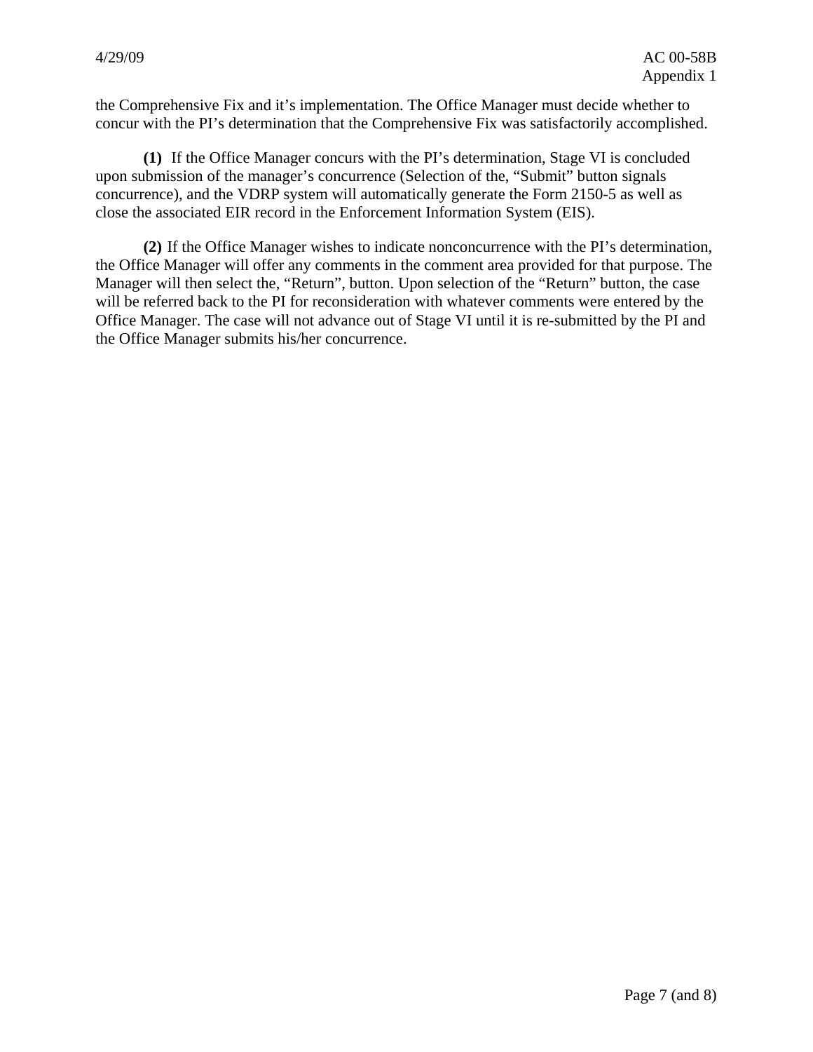the Comprehensive Fix and it's implementation. The Office Manager must decide whether to concur with the PI's determination that the Comprehensive Fix was satisfactorily accomplished.

**(1)** If the Office Manager concurs with the PI's determination, Stage VI is concluded upon submission of the manager's concurrence (Selection of the, "Submit" button signals concurrence), and the VDRP system will automatically generate the Form 2150-5 as well as close the associated EIR record in the Enforcement Information System (EIS).

**(2)** If the Office Manager wishes to indicate nonconcurrence with the PI's determination, the Office Manager will offer any comments in the comment area provided for that purpose. The Manager will then select the, "Return", button. Upon selection of the "Return" button, the case will be referred back to the PI for reconsideration with whatever comments were entered by the Office Manager. The case will not advance out of Stage VI until it is re-submitted by the PI and the Office Manager submits his/her concurrence.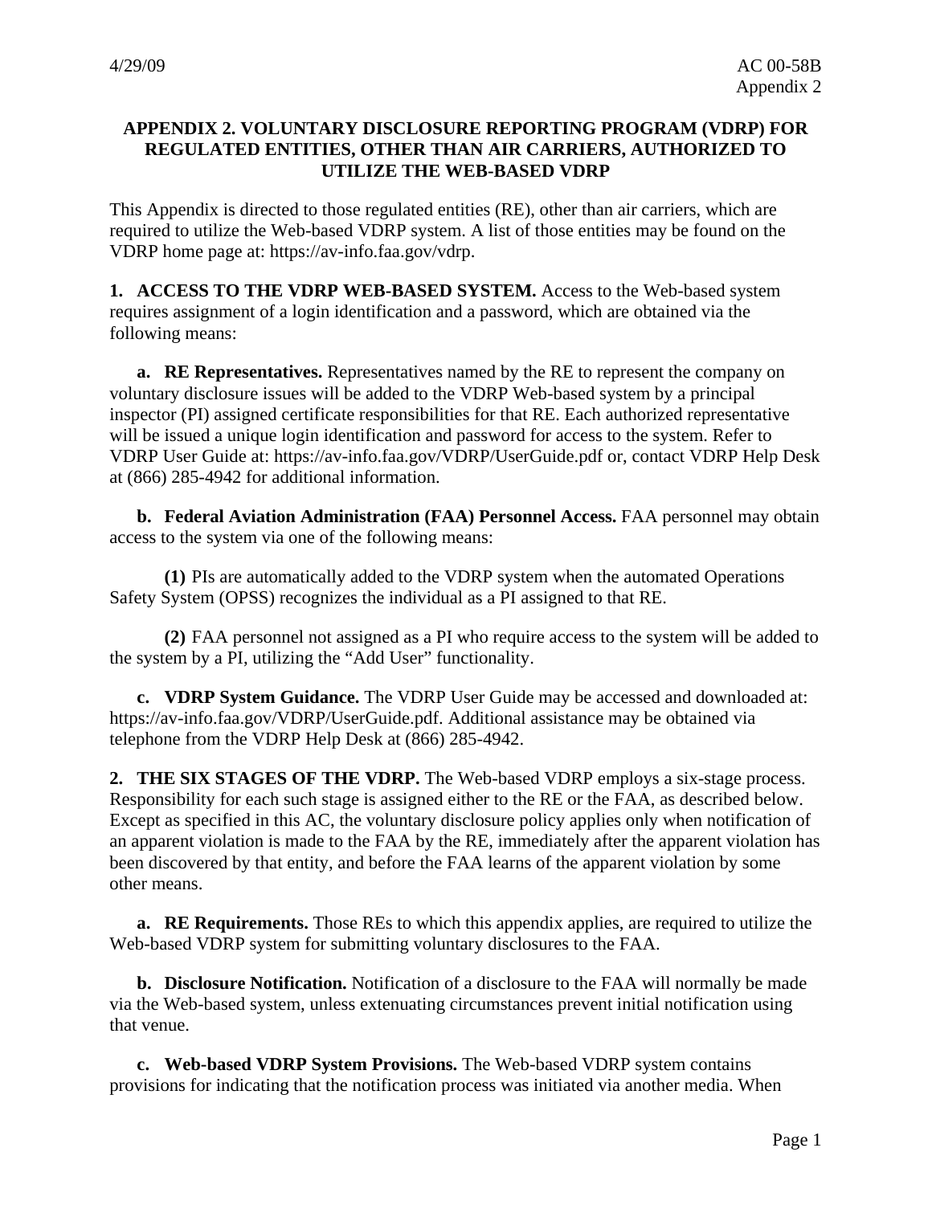## APPENDIX 2. VOLUNTARY DISCLOSURE REPORTING PROGRAM (VDRP) FOR REGULATED ENTITIES, OTHER THAN AIR CARRIERS, AUTHORIZED TO UTILIZE THE WEB-BASED VDRP

This Appendix is directed to those regulated entities (RE), other than air carriers, which are required to utilize the Web-based VDRP system. A list of those entities may be found on the VDRP home page at: https://av-info.faa.gov/vdrp.

**1. ACCESS TO THE VDRP WEB-BASED SYSTEM.** Access to the Web-based system requires assignment of a login identification and a password, which are obtained via the following means:

**a. RE Representatives.** Representatives named by the RE to represent the company on voluntary disclosure issues will be added to the VDRP Web-based system by a principal inspector (PI) assigned certificate responsibilities for that RE. Each authorized representative will be issued a unique login identification and password for access to the system. Refer to VDRP User Guide at: https://av-info.faa.gov/VDRP/UserGuide.pdf or, contact VDRP Help Desk at (866) 285-4942 for additional information.

**b. Federal Aviation Administration (FAA) Personnel Access.** FAA personnel may obtain access to the system via one of the following means:

**(1)** PIs are automatically added to the VDRP system when the automated Operations Safety System (OPSS) recognizes the individual as a PI assigned to that RE.

**(2)** FAA personnel not assigned as a PI who require access to the system will be added to the system by a PI, utilizing the "Add User" functionality.

**c. VDRP System Guidance.** The VDRP User Guide may be accessed and downloaded at: https://av-info.faa.gov/VDRP/UserGuide.pdf. Additional assistance may be obtained via telephone from the VDRP Help Desk at (866) 285-4942.

**2. THE SIX STAGES OF THE VDRP.** The Web-based VDRP employs a six-stage process. Responsibility for each such stage is assigned either to the RE or the FAA, as described below. Except as specified in this AC, the voluntary disclosure policy applies only when notification of an apparent violation is made to the FAA by the RE, immediately after the apparent violation has been discovered by that entity, and before the FAA learns of the apparent violation by some other means.

**a. RE Requirements.** Those REs to which this appendix applies, are required to utilize the Web-based VDRP system for submitting voluntary disclosures to the FAA.

**b. Disclosure Notification.** Notification of a disclosure to the FAA will normally be made via the Web-based system, unless extenuating circumstances prevent initial notification using that venue.

**c. Web-based VDRP System Provisions.** The Web-based VDRP system contains provisions for indicating that the notification process was initiated via another media. When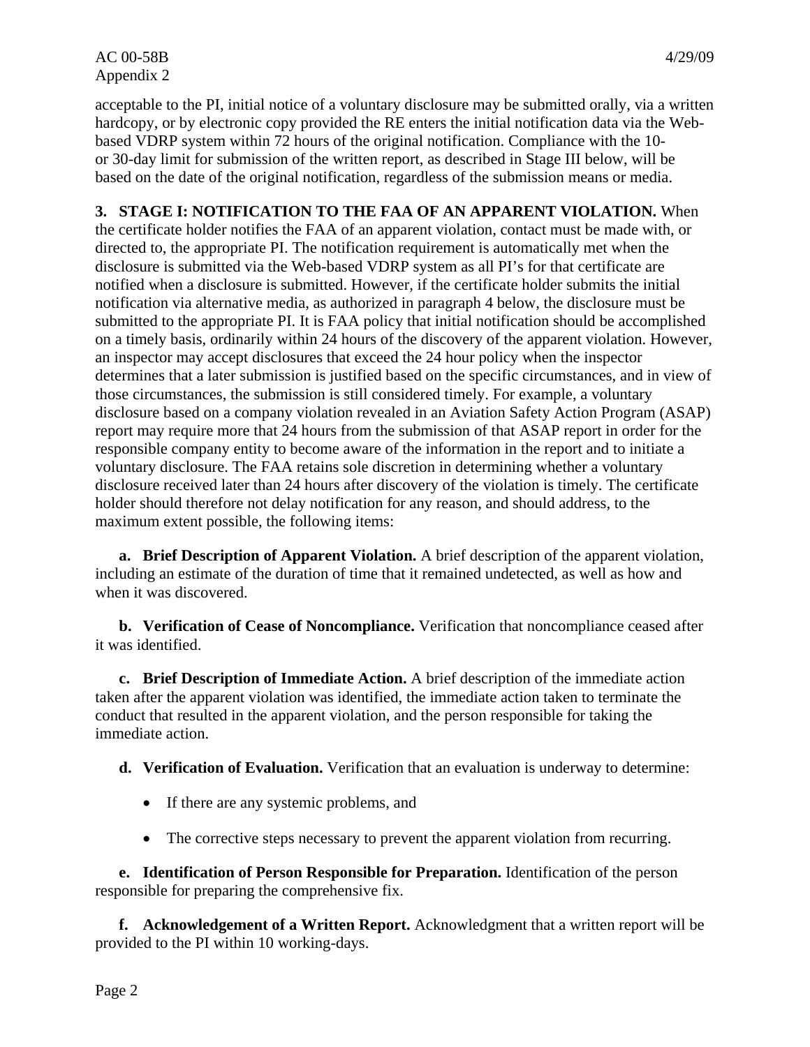acceptable to the PI, initial notice of a voluntary disclosure may be submitted orally, via a written hardcopy, or by electronic copy provided the RE enters the initial notification data via the Web-based VDRP system within 72 hours of the original notification. Compliance with the 10- or 30-day limit for submission of the written report, as described in Stage III below, will be based on the date of the original notification, regardless of the submission means or media.

**3. STAGE I: NOTIFICATION TO THE FAA OF AN APPARENT VIOLATION.** When the certificate holder notifies the FAA of an apparent violation, contact must be made with, or directed to, the appropriate PI. The notification requirement is automatically met when the disclosure is submitted via the Web-based VDRP system as all PI's for that certificate are notified when a disclosure is submitted. However, if the certificate holder submits the initial notification via alternative media, as authorized in paragraph 4 below, the disclosure must be submitted to the appropriate PI. It is FAA policy that initial notification should be accomplished on a timely basis, ordinarily within 24 hours of the discovery of the apparent violation. However, an inspector may accept disclosures that exceed the 24 hour policy when the inspector determines that a later submission is justified based on the specific circumstances, and in view of those circumstances, the submission is still considered timely. For example, a voluntary disclosure based on a company violation revealed in an Aviation Safety Action Program (ASAP) report may require more that 24 hours from the submission of that ASAP report in order for the responsible company entity to become aware of the information in the report and to initiate a voluntary disclosure. The FAA retains sole discretion in determining whether a voluntary disclosure received later than 24 hours after discovery of the violation is timely. The certificate holder should therefore not delay notification for any reason, and should address, to the maximum extent possible, the following items:

**a. Brief Description of Apparent Violation.** A brief description of the apparent violation, including an estimate of the duration of time that it remained undetected, as well as how and when it was discovered.

**b. Verification of Cease of Noncompliance.** Verification that noncompliance ceased after it was identified.

**c. Brief Description of Immediate Action.** A brief description of the immediate action taken after the apparent violation was identified, the immediate action taken to terminate the conduct that resulted in the apparent violation, and the person responsible for taking the immediate action.

**d. Verification of Evaluation.** Verification that an evaluation is underway to determine:

- If there are any systemic problems, and
- The corrective steps necessary to prevent the apparent violation from recurring.

**e. Identification of Person Responsible for Preparation.** Identification of the person responsible for preparing the comprehensive fix.

**f. Acknowledgement of a Written Report.** Acknowledgment that a written report will be provided to the PI within 10 working-days.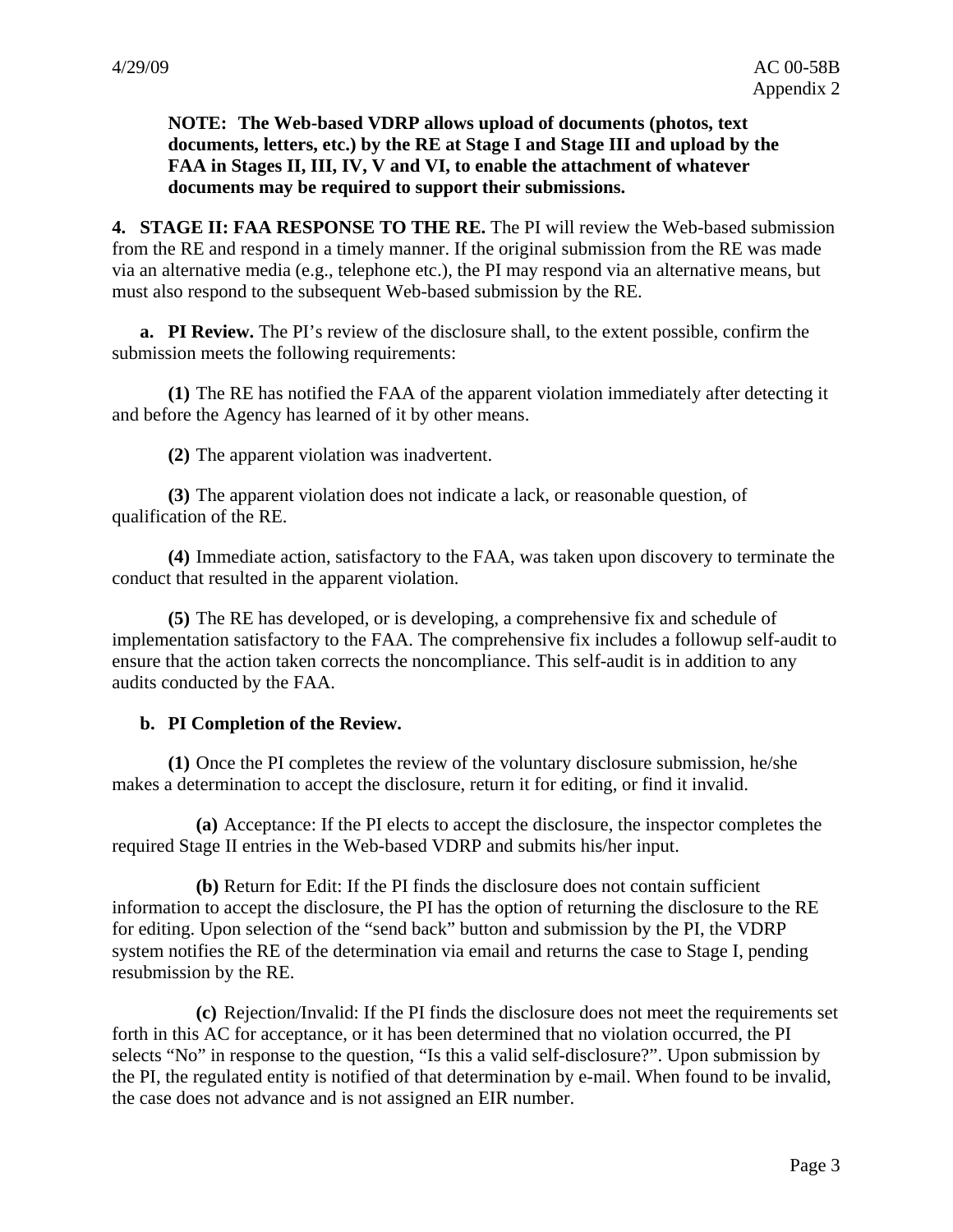**NOTE: The Web-based VDRP allows upload of documents (photos, text documents, letters, etc.) by the RE at Stage I and Stage III and upload by the FAA in Stages II, III, IV, V and VI, to enable the attachment of whatever documents may be required to support their submissions.**

**4. STAGE II: FAA RESPONSE TO THE RE.** The PI will review the Web-based submission from the RE and respond in a timely manner. If the original submission from the RE was made via an alternative media (e.g., telephone etc.), the PI may respond via an alternative means, but must also respond to the subsequent Web-based submission by the RE.

**a. PI Review.** The PI's review of the disclosure shall, to the extent possible, confirm the submission meets the following requirements:

**(1)** The RE has notified the FAA of the apparent violation immediately after detecting it and before the Agency has learned of it by other means.

**(2)** The apparent violation was inadvertent.

**(3)** The apparent violation does not indicate a lack, or reasonable question, of qualification of the RE.

**(4)** Immediate action, satisfactory to the FAA, was taken upon discovery to terminate the conduct that resulted in the apparent violation.

**(5)** The RE has developed, or is developing, a comprehensive fix and schedule of implementation satisfactory to the FAA. The comprehensive fix includes a followup self-audit to ensure that the action taken corrects the noncompliance. This self-audit is in addition to any audits conducted by the FAA.

**b. PI Completion of the Review.**

**(1)** Once the PI completes the review of the voluntary disclosure submission, he/she makes a determination to accept the disclosure, return it for editing, or find it invalid.

**(a)** Acceptance: If the PI elects to accept the disclosure, the inspector completes the required Stage II entries in the Web-based VDRP and submits his/her input.

**(b)** Return for Edit: If the PI finds the disclosure does not contain sufficient information to accept the disclosure, the PI has the option of returning the disclosure to the RE for editing. Upon selection of the "send back" button and submission by the PI, the VDRP system notifies the RE of the determination via email and returns the case to Stage I, pending resubmission by the RE.

**(c)** Rejection/Invalid: If the PI finds the disclosure does not meet the requirements set forth in this AC for acceptance, or it has been determined that no violation occurred, the PI selects "No" in response to the question, "Is this a valid self-disclosure?". Upon submission by the PI, the regulated entity is notified of that determination by e-mail. When found to be invalid, the case does not advance and is not assigned an EIR number.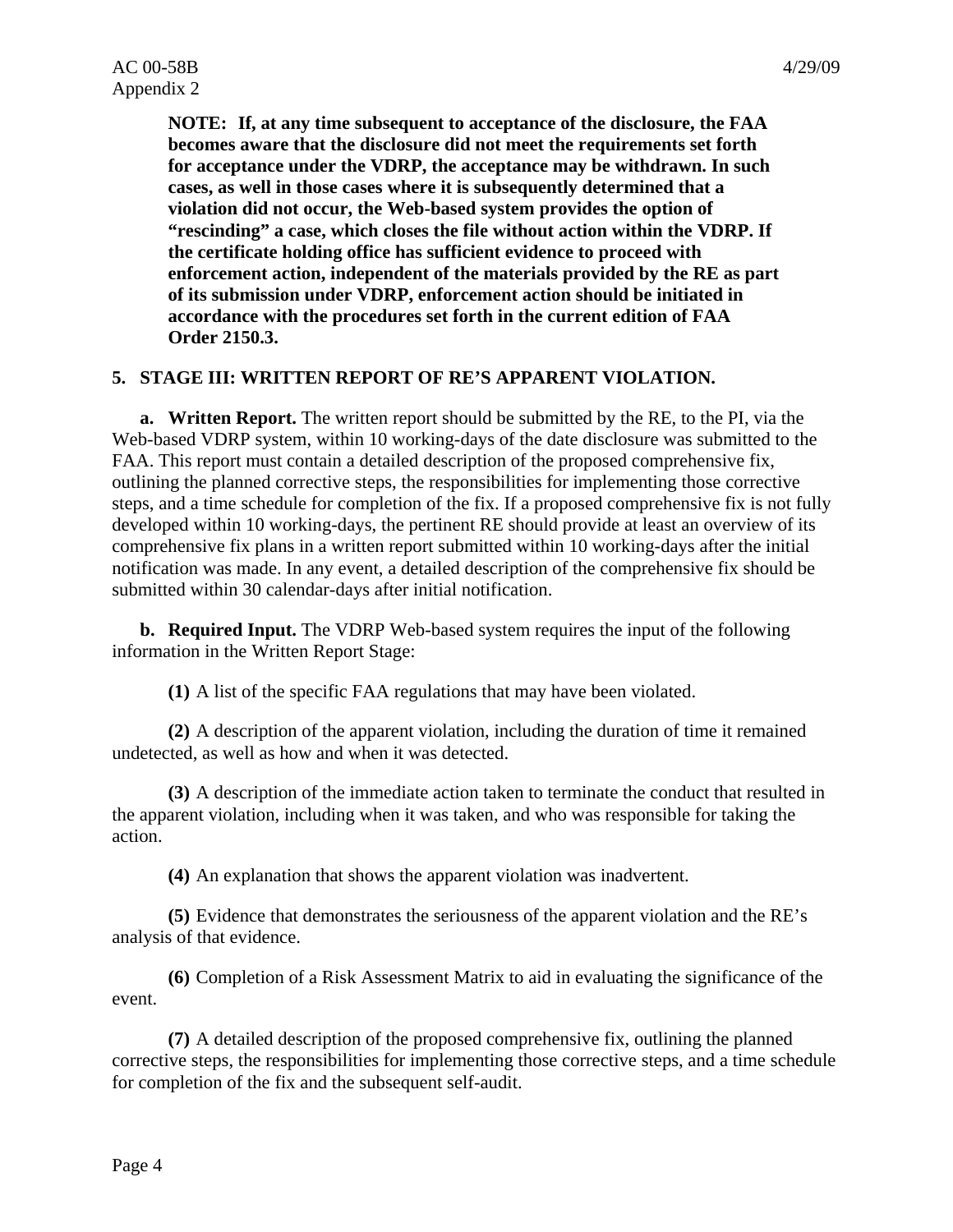**NOTE: If, at any time subsequent to acceptance of the disclosure, the FAA becomes aware that the disclosure did not meet the requirements set forth for acceptance under the VDRP, the acceptance may be withdrawn. In such cases, as well in those cases where it is subsequently determined that a violation did not occur, the Web-based system provides the option of "rescinding" a case, which closes the file without action within the VDRP. If the certificate holding office has sufficient evidence to proceed with enforcement action, independent of the materials provided by the RE as part of its submission under VDRP, enforcement action should be initiated in accordance with the procedures set forth in the current edition of FAA Order 2150.3.**

## 5. STAGE III: WRITTEN REPORT OF RE'S APPARENT VIOLATION.

**a. Written Report.** The written report should be submitted by the RE, to the PI, via the Web-based VDRP system, within 10 working-days of the date disclosure was submitted to the FAA. This report must contain a detailed description of the proposed comprehensive fix, outlining the planned corrective steps, the responsibilities for implementing those corrective steps, and a time schedule for completion of the fix. If a proposed comprehensive fix is not fully developed within 10 working-days, the pertinent RE should provide at least an overview of its comprehensive fix plans in a written report submitted within 10 working-days after the initial notification was made. In any event, a detailed description of the comprehensive fix should be submitted within 30 calendar-days after initial notification.

**b. Required Input.** The VDRP Web-based system requires the input of the following information in the Written Report Stage:

**(1)** A list of the specific FAA regulations that may have been violated.

**(2)** A description of the apparent violation, including the duration of time it remained undetected, as well as how and when it was detected.

**(3)** A description of the immediate action taken to terminate the conduct that resulted in the apparent violation, including when it was taken, and who was responsible for taking the action.

**(4)** An explanation that shows the apparent violation was inadvertent.

**(5)** Evidence that demonstrates the seriousness of the apparent violation and the RE's analysis of that evidence.

**(6)** Completion of a Risk Assessment Matrix to aid in evaluating the significance of the event.

**(7)** A detailed description of the proposed comprehensive fix, outlining the planned corrective steps, the responsibilities for implementing those corrective steps, and a time schedule for completion of the fix and the subsequent self-audit.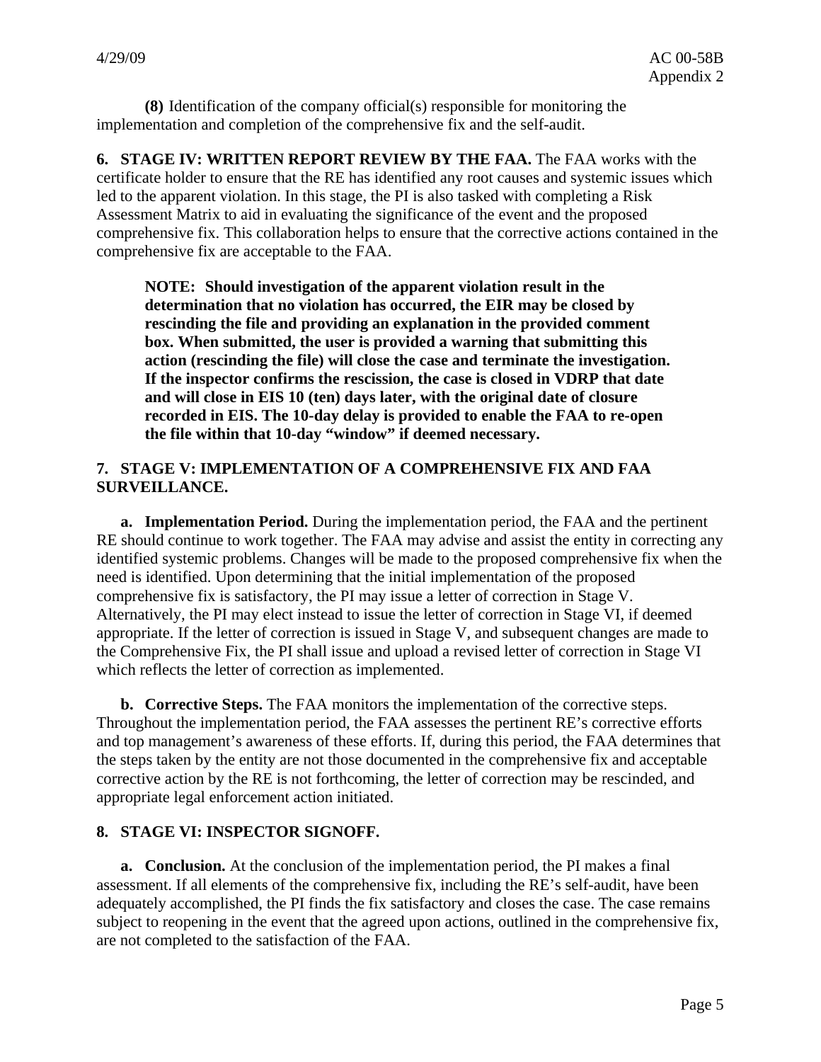**(8)** Identification of the company official(s) responsible for monitoring the implementation and completion of the comprehensive fix and the self-audit.

**6. STAGE IV: WRITTEN REPORT REVIEW BY THE FAA.** The FAA works with the certificate holder to ensure that the RE has identified any root causes and systemic issues which led to the apparent violation. In this stage, the PI is also tasked with completing a Risk Assessment Matrix to aid in evaluating the significance of the event and the proposed comprehensive fix. This collaboration helps to ensure that the corrective actions contained in the comprehensive fix are acceptable to the FAA.

> **NOTE: Should investigation of the apparent violation result in the determination that no violation has occurred, the EIR may be closed by rescinding the file and providing an explanation in the provided comment box. When submitted, the user is provided a warning that submitting this action (rescinding the file) will close the case and terminate the investigation. If the inspector confirms the rescission, the case is closed in VDRP that date and will close in EIS 10 (ten) days later, with the original date of closure recorded in EIS. The 10-day delay is provided to enable the FAA to re-open the file within that 10-day "window" if deemed necessary.**

**7. STAGE V: IMPLEMENTATION OF A COMPREHENSIVE FIX AND FAA SURVEILLANCE.**

**a. Implementation Period.** During the implementation period, the FAA and the pertinent RE should continue to work together. The FAA may advise and assist the entity in correcting any identified systemic problems. Changes will be made to the proposed comprehensive fix when the need is identified. Upon determining that the initial implementation of the proposed comprehensive fix is satisfactory, the PI may issue a letter of correction in Stage V. Alternatively, the PI may elect instead to issue the letter of correction in Stage VI, if deemed appropriate. If the letter of correction is issued in Stage V, and subsequent changes are made to the Comprehensive Fix, the PI shall issue and upload a revised letter of correction in Stage VI which reflects the letter of correction as implemented.

**b. Corrective Steps.** The FAA monitors the implementation of the corrective steps. Throughout the implementation period, the FAA assesses the pertinent RE's corrective efforts and top management's awareness of these efforts. If, during this period, the FAA determines that the steps taken by the entity are not those documented in the comprehensive fix and acceptable corrective action by the RE is not forthcoming, the letter of correction may be rescinded, and appropriate legal enforcement action initiated.

**8. STAGE VI: INSPECTOR SIGNOFF.**

**a. Conclusion.** At the conclusion of the implementation period, the PI makes a final assessment. If all elements of the comprehensive fix, including the RE's self-audit, have been adequately accomplished, the PI finds the fix satisfactory and closes the case. The case remains subject to reopening in the event that the agreed upon actions, outlined in the comprehensive fix, are not completed to the satisfaction of the FAA.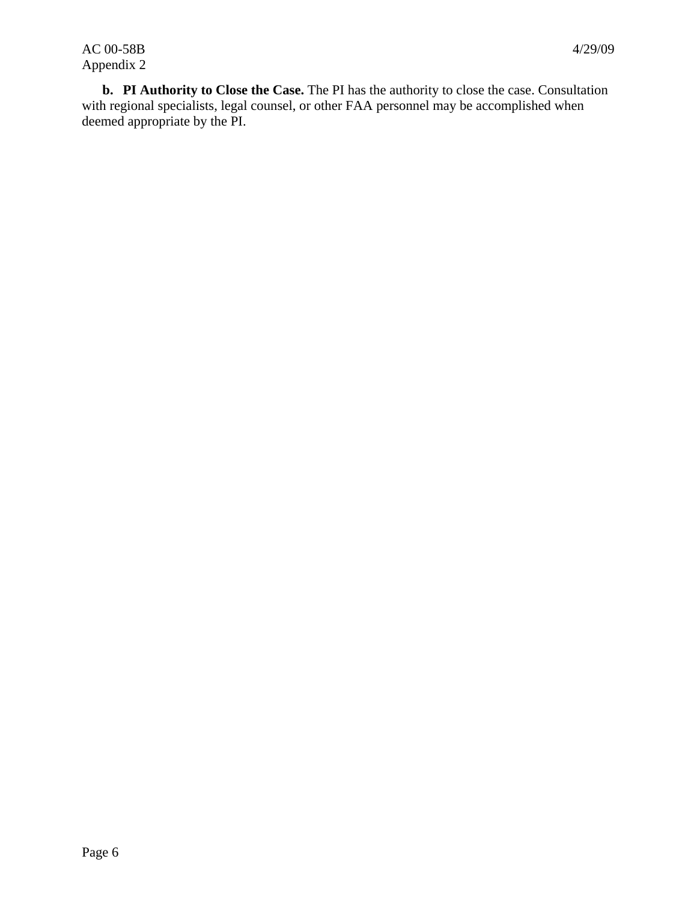**b. PI Authority to Close the Case.** The PI has the authority to close the case. Consultation with regional specialists, legal counsel, or other FAA personnel may be accomplished when deemed appropriate by the PI.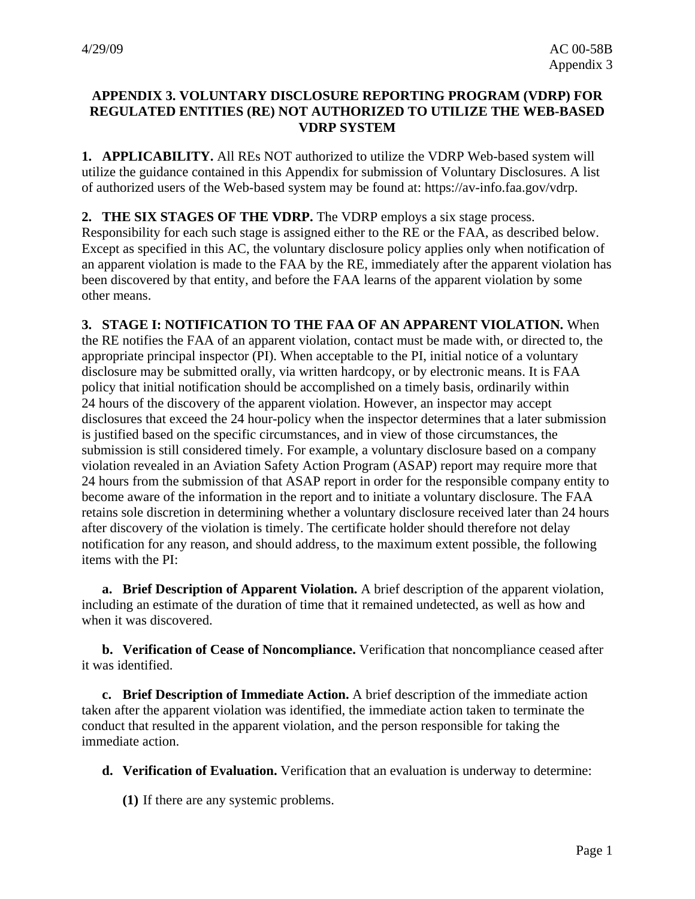## APPENDIX 3. VOLUNTARY DISCLOSURE REPORTING PROGRAM (VDRP) FOR REGULATED ENTITIES (RE) NOT AUTHORIZED TO UTILIZE THE WEB-BASED VDRP SYSTEM

**1. APPLICABILITY.** All REs NOT authorized to utilize the VDRP Web-based system will utilize the guidance contained in this Appendix for submission of Voluntary Disclosures. A list of authorized users of the Web-based system may be found at: https://av-info.faa.gov/vdrp.

**2. THE SIX STAGES OF THE VDRP.** The VDRP employs a six stage process. Responsibility for each such stage is assigned either to the RE or the FAA, as described below. Except as specified in this AC, the voluntary disclosure policy applies only when notification of an apparent violation is made to the FAA by the RE, immediately after the apparent violation has been discovered by that entity, and before the FAA learns of the apparent violation by some other means.

**3. STAGE I: NOTIFICATION TO THE FAA OF AN APPARENT VIOLATION.** When the RE notifies the FAA of an apparent violation, contact must be made with, or directed to, the appropriate principal inspector (PI). When acceptable to the PI, initial notice of a voluntary disclosure may be submitted orally, via written hardcopy, or by electronic means. It is FAA policy that initial notification should be accomplished on a timely basis, ordinarily within 24 hours of the discovery of the apparent violation. However, an inspector may accept disclosures that exceed the 24 hour-policy when the inspector determines that a later submission is justified based on the specific circumstances, and in view of those circumstances, the submission is still considered timely. For example, a voluntary disclosure based on a company violation revealed in an Aviation Safety Action Program (ASAP) report may require more that 24 hours from the submission of that ASAP report in order for the responsible company entity to become aware of the information in the report and to initiate a voluntary disclosure. The FAA retains sole discretion in determining whether a voluntary disclosure received later than 24 hours after discovery of the violation is timely. The certificate holder should therefore not delay notification for any reason, and should address, to the maximum extent possible, the following items with the PI:

**a. Brief Description of Apparent Violation.** A brief description of the apparent violation, including an estimate of the duration of time that it remained undetected, as well as how and when it was discovered.

**b. Verification of Cease of Noncompliance.** Verification that noncompliance ceased after it was identified.

**c. Brief Description of Immediate Action.** A brief description of the immediate action taken after the apparent violation was identified, the immediate action taken to terminate the conduct that resulted in the apparent violation, and the person responsible for taking the immediate action.

**d. Verification of Evaluation.** Verification that an evaluation is underway to determine:

**(1)** If there are any systemic problems.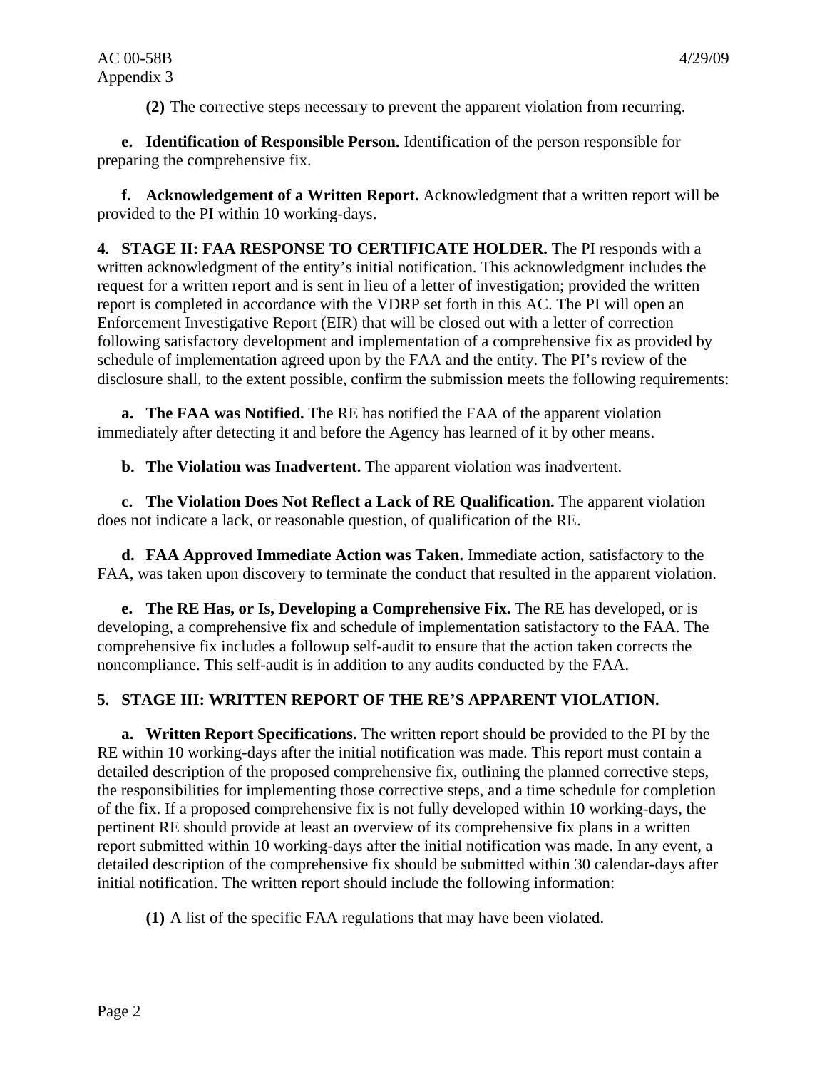**(2)** The corrective steps necessary to prevent the apparent violation from recurring.

**e. Identification of Responsible Person.** Identification of the person responsible for preparing the comprehensive fix.

**f. Acknowledgement of a Written Report.** Acknowledgment that a written report will be provided to the PI within 10 working-days.

**4. STAGE II: FAA RESPONSE TO CERTIFICATE HOLDER.** The PI responds with a written acknowledgment of the entity's initial notification. This acknowledgment includes the request for a written report and is sent in lieu of a letter of investigation; provided the written report is completed in accordance with the VDRP set forth in this AC. The PI will open an Enforcement Investigative Report (EIR) that will be closed out with a letter of correction following satisfactory development and implementation of a comprehensive fix as provided by schedule of implementation agreed upon by the FAA and the entity. The PI's review of the disclosure shall, to the extent possible, confirm the submission meets the following requirements:

**a. The FAA was Notified.** The RE has notified the FAA of the apparent violation immediately after detecting it and before the Agency has learned of it by other means.

**b. The Violation was Inadvertent.** The apparent violation was inadvertent.

**c. The Violation Does Not Reflect a Lack of RE Qualification.** The apparent violation does not indicate a lack, or reasonable question, of qualification of the RE.

**d. FAA Approved Immediate Action was Taken.** Immediate action, satisfactory to the FAA, was taken upon discovery to terminate the conduct that resulted in the apparent violation.

**e. The RE Has, or Is, Developing a Comprehensive Fix.** The RE has developed, or is developing, a comprehensive fix and schedule of implementation satisfactory to the FAA. The comprehensive fix includes a followup self-audit to ensure that the action taken corrects the noncompliance. This self-audit is in addition to any audits conducted by the FAA.

**5. STAGE III: WRITTEN REPORT OF THE RE'S APPARENT VIOLATION.**

**a. Written Report Specifications.** The written report should be provided to the PI by the RE within 10 working-days after the initial notification was made. This report must contain a detailed description of the proposed comprehensive fix, outlining the planned corrective steps, the responsibilities for implementing those corrective steps, and a time schedule for completion of the fix. If a proposed comprehensive fix is not fully developed within 10 working-days, the pertinent RE should provide at least an overview of its comprehensive fix plans in a written report submitted within 10 working-days after the initial notification was made. In any event, a detailed description of the comprehensive fix should be submitted within 30 calendar-days after initial notification. The written report should include the following information:

**(1)** A list of the specific FAA regulations that may have been violated.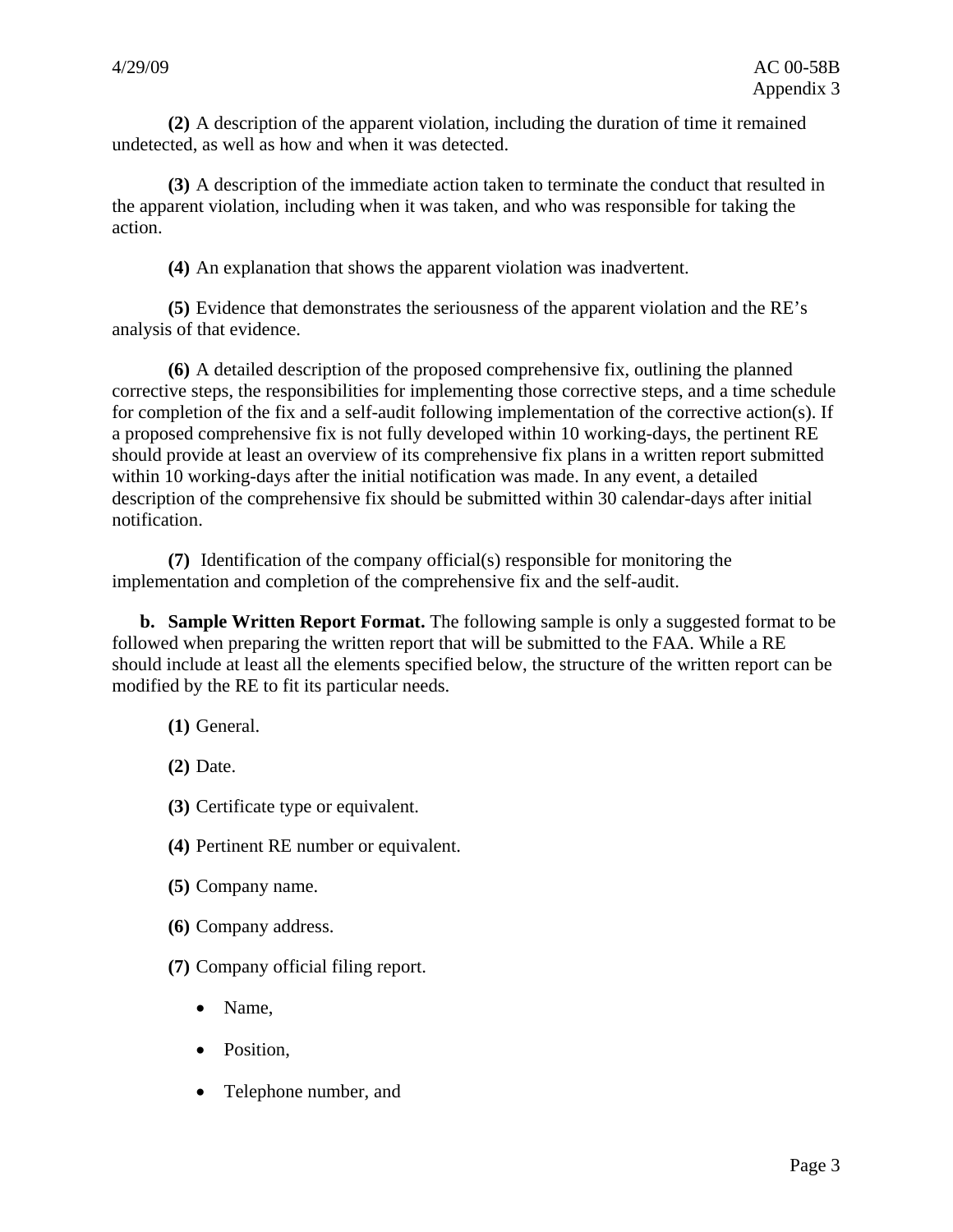**(2)** A description of the apparent violation, including the duration of time it remained undetected, as well as how and when it was detected.

**(3)** A description of the immediate action taken to terminate the conduct that resulted in the apparent violation, including when it was taken, and who was responsible for taking the action.

**(4)** An explanation that shows the apparent violation was inadvertent.

**(5)** Evidence that demonstrates the seriousness of the apparent violation and the RE's analysis of that evidence.

**(6)** A detailed description of the proposed comprehensive fix, outlining the planned corrective steps, the responsibilities for implementing those corrective steps, and a time schedule for completion of the fix and a self-audit following implementation of the corrective action(s). If a proposed comprehensive fix is not fully developed within 10 working-days, the pertinent RE should provide at least an overview of its comprehensive fix plans in a written report submitted within 10 working-days after the initial notification was made. In any event, a detailed description of the comprehensive fix should be submitted within 30 calendar-days after initial notification.

**(7)** Identification of the company official(s) responsible for monitoring the implementation and completion of the comprehensive fix and the self-audit.

**b. Sample Written Report Format.** The following sample is only a suggested format to be followed when preparing the written report that will be submitted to the FAA. While a RE should include at least all the elements specified below, the structure of the written report can be modified by the RE to fit its particular needs.

**(1)** General.

**(2)** Date.

**(3)** Certificate type or equivalent.

**(4)** Pertinent RE number or equivalent.

**(5)** Company name.

**(6)** Company address.

**(7)** Company official filing report.

- Name,
- Position,
- Telephone number, and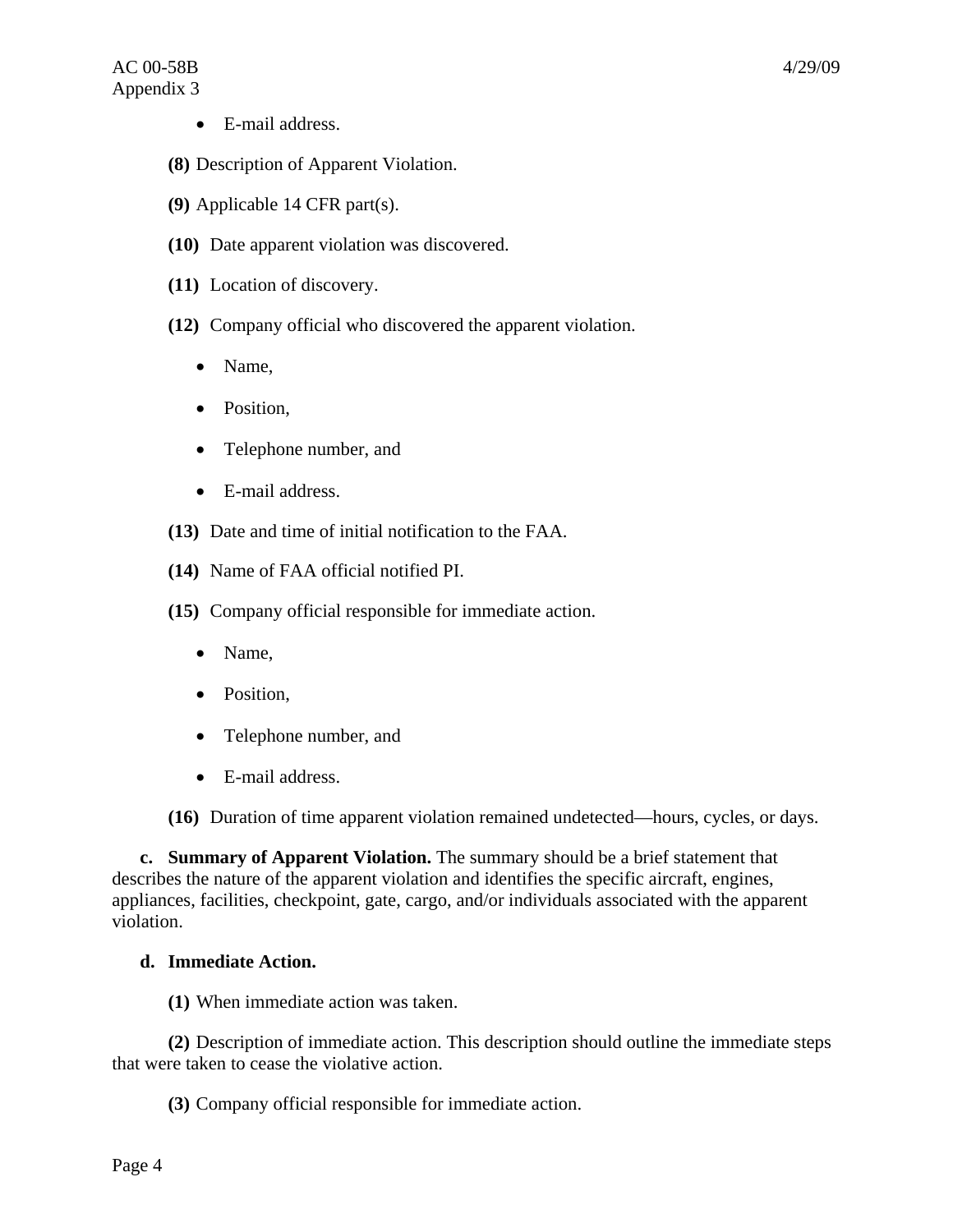- E-mail address.

**(8)** Description of Apparent Violation.

**(9)** Applicable 14 CFR part(s).

**(10)** Date apparent violation was discovered.

**(11)** Location of discovery.

**(12)** Company official who discovered the apparent violation.

- Name,
- Position,
- Telephone number, and
- E-mail address.

**(13)** Date and time of initial notification to the FAA.

**(14)** Name of FAA official notified PI.

**(15)** Company official responsible for immediate action.

- Name,
- Position,
- Telephone number, and
- E-mail address.

**(16)** Duration of time apparent violation remained undetected—hours, cycles, or days.

**c. Summary of Apparent Violation.** The summary should be a brief statement that describes the nature of the apparent violation and identifies the specific aircraft, engines, appliances, facilities, checkpoint, gate, cargo, and/or individuals associated with the apparent violation.

**d. Immediate Action.**

**(1)** When immediate action was taken.

**(2)** Description of immediate action. This description should outline the immediate steps that were taken to cease the violative action.

**(3)** Company official responsible for immediate action.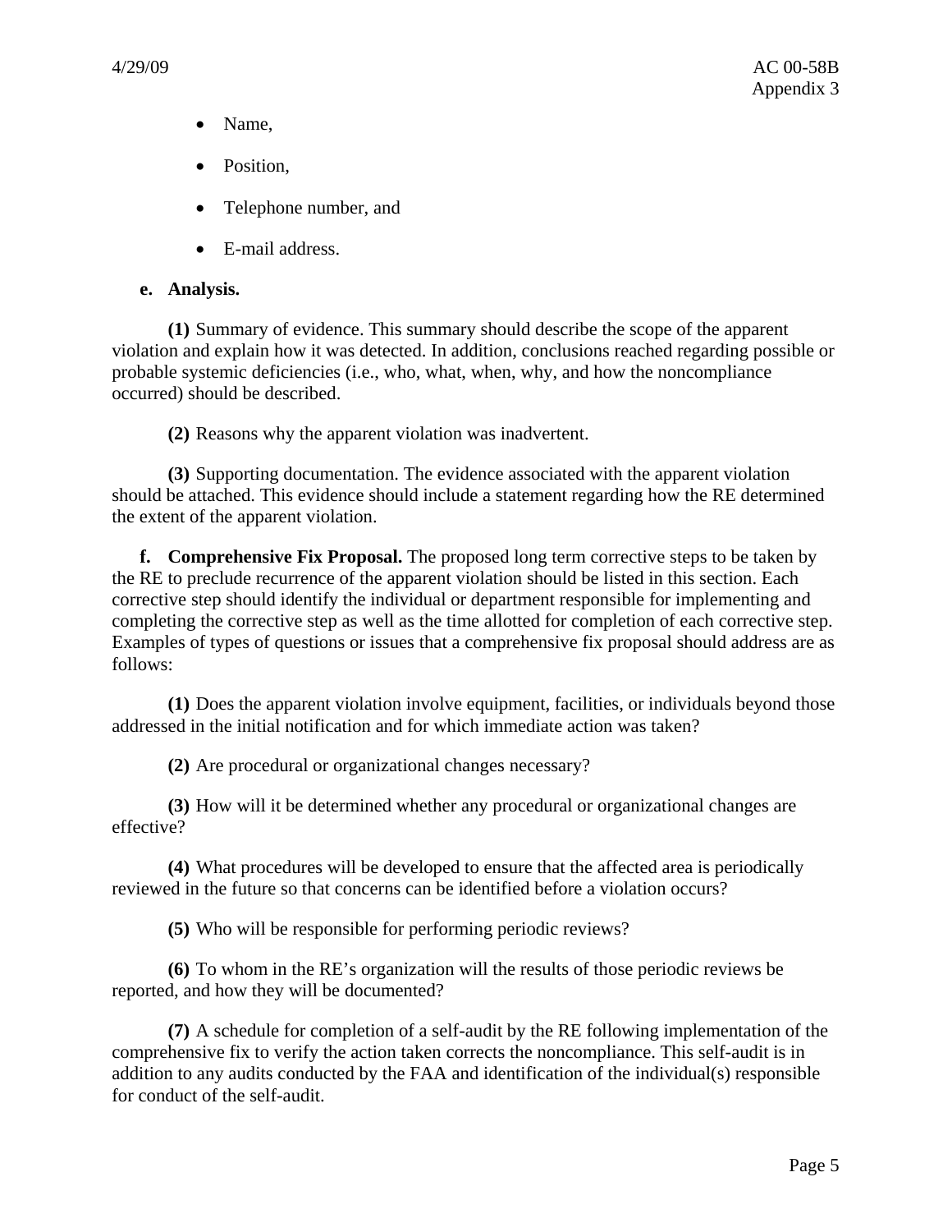- Name,
- Position,
- Telephone number, and
- E-mail address.

**e. Analysis.**

**(1)** Summary of evidence. This summary should describe the scope of the apparent violation and explain how it was detected. In addition, conclusions reached regarding possible or probable systemic deficiencies (i.e., who, what, when, why, and how the noncompliance occurred) should be described.

**(2)** Reasons why the apparent violation was inadvertent.

**(3)** Supporting documentation. The evidence associated with the apparent violation should be attached. This evidence should include a statement regarding how the RE determined the extent of the apparent violation.

**f. Comprehensive Fix Proposal.** The proposed long term corrective steps to be taken by the RE to preclude recurrence of the apparent violation should be listed in this section. Each corrective step should identify the individual or department responsible for implementing and completing the corrective step as well as the time allotted for completion of each corrective step. Examples of types of questions or issues that a comprehensive fix proposal should address are as follows:

**(1)** Does the apparent violation involve equipment, facilities, or individuals beyond those addressed in the initial notification and for which immediate action was taken?

**(2)** Are procedural or organizational changes necessary?

**(3)** How will it be determined whether any procedural or organizational changes are effective?

**(4)** What procedures will be developed to ensure that the affected area is periodically reviewed in the future so that concerns can be identified before a violation occurs?

**(5)** Who will be responsible for performing periodic reviews?

**(6)** To whom in the RE's organization will the results of those periodic reviews be reported, and how they will be documented?

**(7)** A schedule for completion of a self-audit by the RE following implementation of the comprehensive fix to verify the action taken corrects the noncompliance. This self-audit is in addition to any audits conducted by the FAA and identification of the individual(s) responsible for conduct of the self-audit.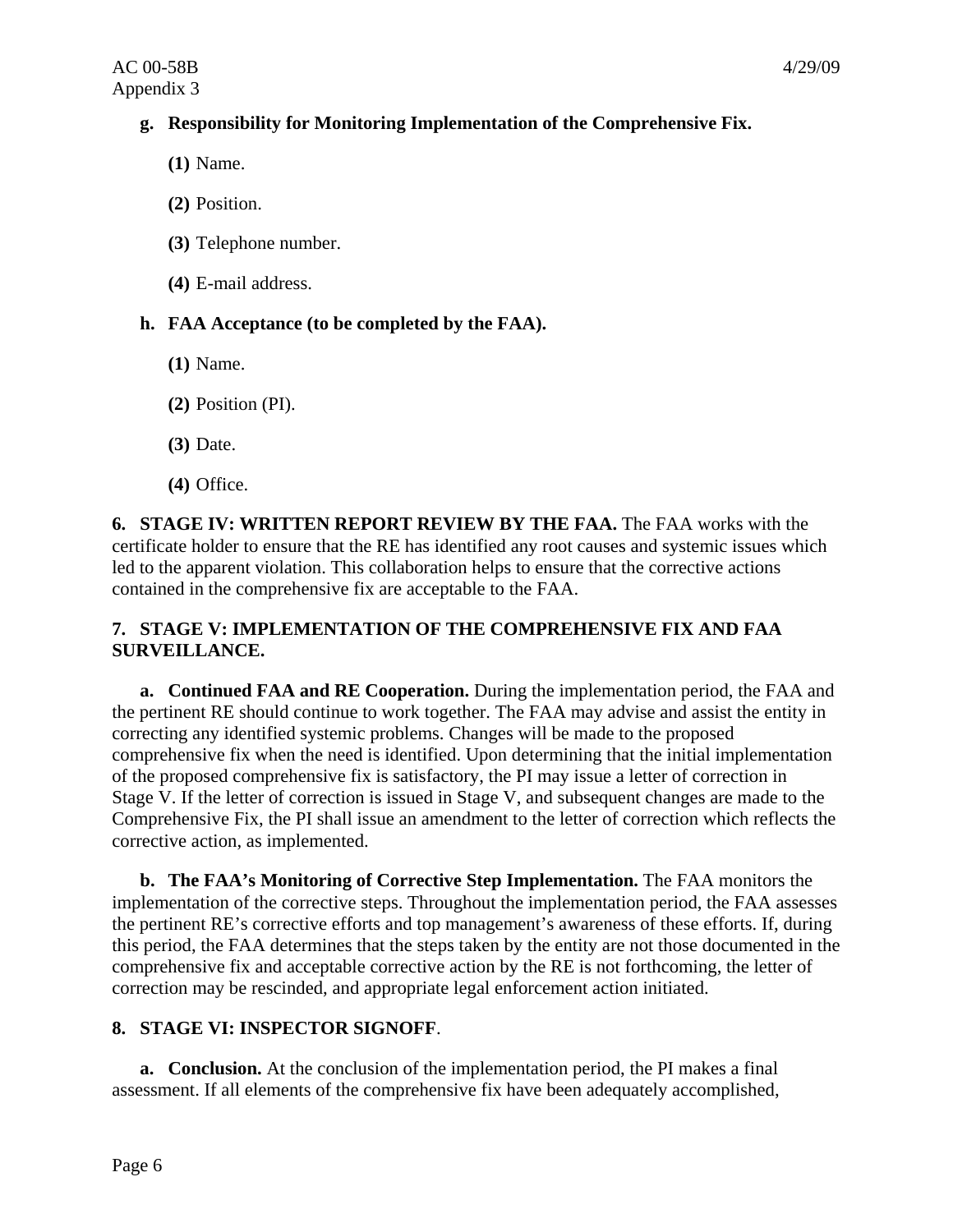**g. Responsibility for Monitoring Implementation of the Comprehensive Fix.**

**(1)** Name.

**(2)** Position.

**(3)** Telephone number.

**(4)** E-mail address.

**h. FAA Acceptance (to be completed by the FAA).**

**(1)** Name.

**(2)** Position (PI).

**(3)** Date.

**(4)** Office.

**6. STAGE IV: WRITTEN REPORT REVIEW BY THE FAA.** The FAA works with the certificate holder to ensure that the RE has identified any root causes and systemic issues which led to the apparent violation. This collaboration helps to ensure that the corrective actions contained in the comprehensive fix are acceptable to the FAA.

**7. STAGE V: IMPLEMENTATION OF THE COMPREHENSIVE FIX AND FAA SURVEILLANCE.**

**a. Continued FAA and RE Cooperation.** During the implementation period, the FAA and the pertinent RE should continue to work together. The FAA may advise and assist the entity in correcting any identified systemic problems. Changes will be made to the proposed comprehensive fix when the need is identified. Upon determining that the initial implementation of the proposed comprehensive fix is satisfactory, the PI may issue a letter of correction in Stage V. If the letter of correction is issued in Stage V, and subsequent changes are made to the Comprehensive Fix, the PI shall issue an amendment to the letter of correction which reflects the corrective action, as implemented.

**b. The FAA's Monitoring of Corrective Step Implementation.** The FAA monitors the implementation of the corrective steps. Throughout the implementation period, the FAA assesses the pertinent RE's corrective efforts and top management's awareness of these efforts. If, during this period, the FAA determines that the steps taken by the entity are not those documented in the comprehensive fix and acceptable corrective action by the RE is not forthcoming, the letter of correction may be rescinded, and appropriate legal enforcement action initiated.

**8. STAGE VI: INSPECTOR SIGNOFF**.

**a. Conclusion.** At the conclusion of the implementation period, the PI makes a final assessment. If all elements of the comprehensive fix have been adequately accomplished,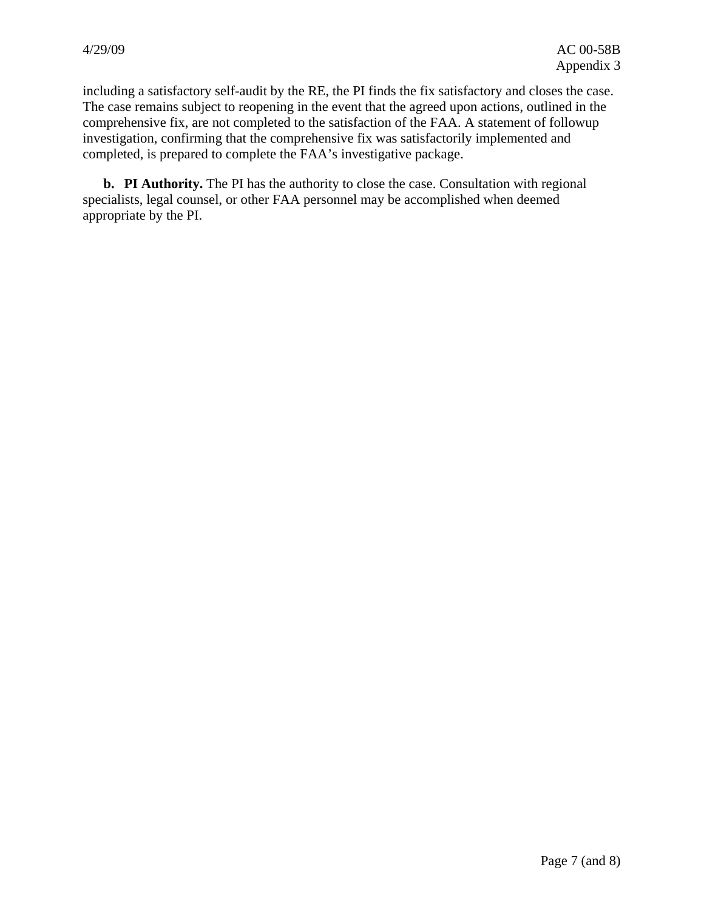including a satisfactory self-audit by the RE, the PI finds the fix satisfactory and closes the case. The case remains subject to reopening in the event that the agreed upon actions, outlined in the comprehensive fix, are not completed to the satisfaction of the FAA. A statement of followup investigation, confirming that the comprehensive fix was satisfactorily implemented and completed, is prepared to complete the FAA's investigative package.

**b. PI Authority.** The PI has the authority to close the case. Consultation with regional specialists, legal counsel, or other FAA personnel may be accomplished when deemed appropriate by the PI.